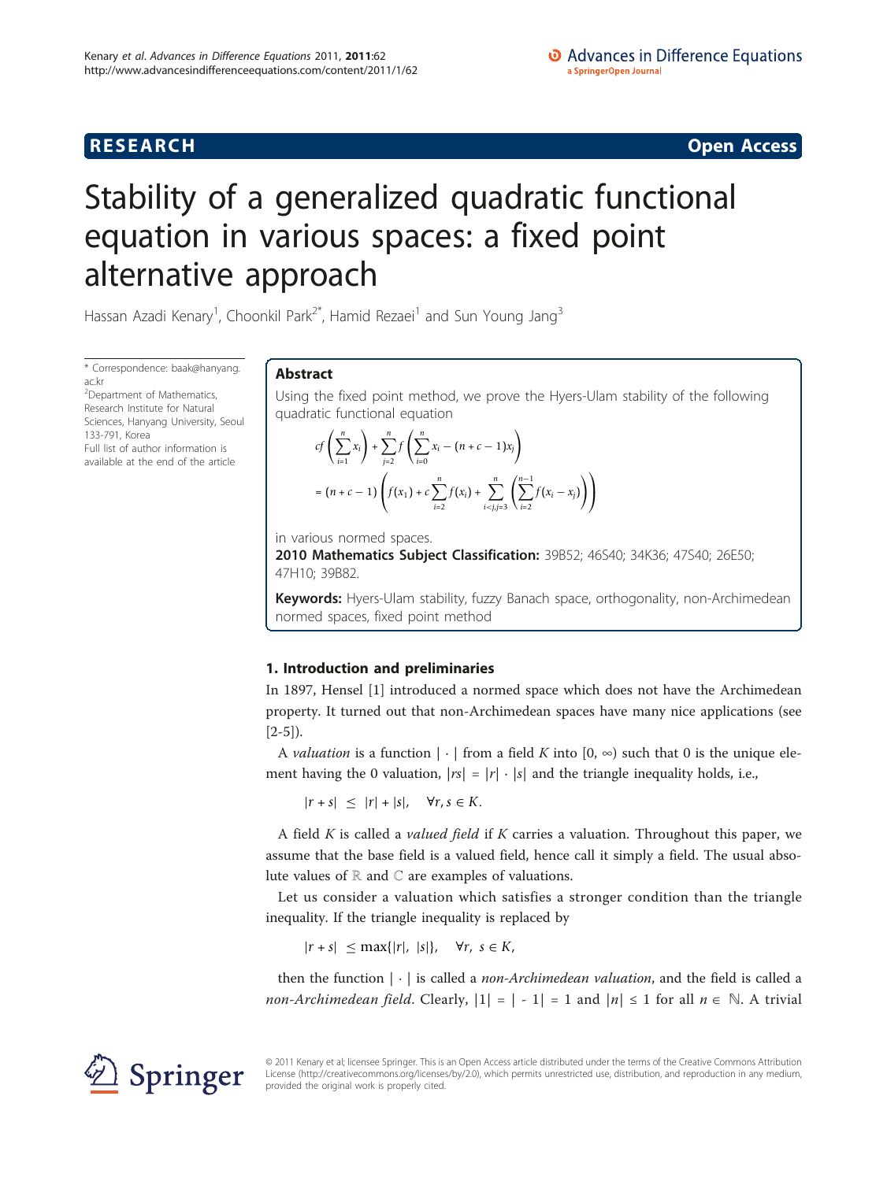RESEARCH Open Access

# Stability of a generalized quadratic functional equation in various spaces: a fixed point alternative approach

Hassan Azadi Kenary[1], Choonkil Park[2*], Hamid Rezaei[1] and Sun Young Jang[3]

\* Correspondence: baak@hanyang.ac.kr
[2]Department of Mathematics, Research Institute for Natural Sciences, Hanyang University, Seoul 133-791, Korea
Full list of author information is available at the end of the article

## Abstract

Using the fixed point method, we prove the Hyers-Ulam stability of the following quadratic functional equation

$$cf\left(\sum_{i=1}^{n} x_i\right) + \sum_{j=2}^{n} f\left(\sum_{i=0}^{n} x_i - (n+c-1)x_j\right)$$
$$= (n+c-1)\left(f(x_1) + c\sum_{i=2}^{n} f(x_i) + \sum_{i<j,j=3}^{n}\left(\sum_{i=2}^{n-1} f(x_i - x_j)\right)\right)$$

in various normed spaces.

**2010 Mathematics Subject Classification:** 39B52; 46S40; 34K36; 47S40; 26E50; 47H10; 39B82.

**Keywords:** Hyers-Ulam stability, fuzzy Banach space, orthogonality, non-Archimedean normed spaces, fixed point method

## 1. Introduction and preliminaries

In 1897, Hensel [1] introduced a normed space which does not have the Archimedean property. It turned out that non-Archimedean spaces have many nice applications (see [2-5]).

A *valuation* is a function $|\cdot|$ from a field $K$ into $[0, \infty)$ such that 0 is the unique element having the 0 valuation, $|rs| = |r| \cdot |s|$ and the triangle inequality holds, i.e.,

$$|r + s| \le |r| + |s|, \quad \forall r, s \in K.$$

A field $K$ is called a *valued field* if $K$ carries a valuation. Throughout this paper, we assume that the base field is a valued field, hence call it simply a field. The usual absolute values of $\mathbb{R}$ and $\mathbb{C}$ are examples of valuations.

Let us consider a valuation which satisfies a stronger condition than the triangle inequality. If the triangle inequality is replaced by

$$|r + s| \le \max\{|r|, |s|\}, \quad \forall r, s \in K,$$

then the function $|\cdot|$ is called a *non-Archimedean valuation*, and the field is called a *non-Archimedean field*. Clearly, $|1| = |-1| = 1$ and $|n| \le 1$ for all $n \in \mathbb{N}$. A trivial

© 2011 Kenary et al; licensee Springer. This is an Open Access article distributed under the terms of the Creative Commons Attribution License (http://creativecommons.org/licenses/by/2.0), which permits unrestricted use, distribution, and reproduction in any medium, provided the original work is properly cited.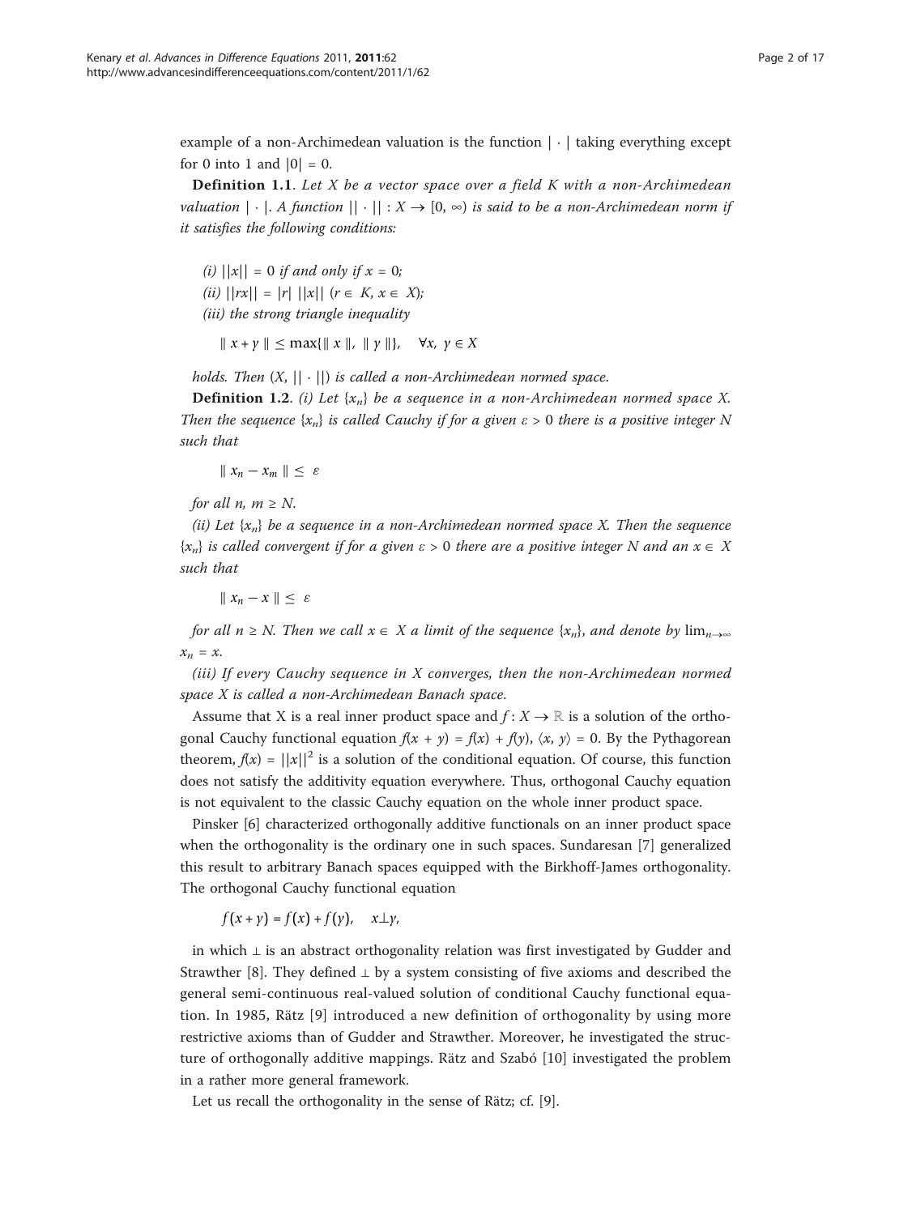example of a non-Archimedean valuation is the function $|\cdot|$ taking everything except for 0 into 1 and $|0| = 0$.

**Definition 1.1**. *Let X be a vector space over a field K with a non-Archimedean valuation $|\cdot|$. A function $||\cdot|| : X \to [0, \infty)$ is said to be a non-Archimedean norm if it satisfies the following conditions:*

*(i) $||x|| = 0$ if and only if $x = 0$;*
*(ii) $||rx|| = |r|\ ||x||$ $(r \in K, x \in X)$;*
*(iii) the strong triangle inequality*

$$\| x + y \| \leq \max\{\| x \|, \| y \|\}, \quad \forall x, y \in X$$

*holds. Then $(X, ||\cdot||)$ is called a non-Archimedean normed space.*

**Definition 1.2**. *(i) Let $\{x_n\}$ be a sequence in a non-Archimedean normed space X. Then the sequence $\{x_n\}$ is called Cauchy if for a given $\varepsilon > 0$ there is a positive integer N such that*

$$\| x_n - x_m \| \leq \varepsilon$$

*for all $n, m \geq N$.*

*(ii) Let $\{x_n\}$ be a sequence in a non-Archimedean normed space X. Then the sequence $\{x_n\}$ is called convergent if for a given $\varepsilon > 0$ there are a positive integer N and an $x \in X$ such that*

$$\| x_n - x \| \leq \varepsilon$$

*for all $n \geq N$. Then we call $x \in X$ a limit of the sequence $\{x_n\}$, and denote by $\lim_{n\to\infty} x_n = x$.*

*(iii) If every Cauchy sequence in X converges, then the non-Archimedean normed space X is called a non-Archimedean Banach space.*

Assume that X is a real inner product space and $f : X \to \mathbb{R}$ is a solution of the orthogonal Cauchy functional equation $f(x + y) = f(x) + f(y)$, $\langle x, y\rangle = 0$. By the Pythagorean theorem, $f(x) = ||x||^2$ is a solution of the conditional equation. Of course, this function does not satisfy the additivity equation everywhere. Thus, orthogonal Cauchy equation is not equivalent to the classic Cauchy equation on the whole inner product space.

Pinsker [6] characterized orthogonally additive functionals on an inner product space when the orthogonality is the ordinary one in such spaces. Sundaresan [7] generalized this result to arbitrary Banach spaces equipped with the Birkhoff-James orthogonality. The orthogonal Cauchy functional equation

$$f(x + y) = f(x) + f(y), \quad x\perp y,$$

in which $\perp$ is an abstract orthogonality relation was first investigated by Gudder and Strawther [8]. They defined $\perp$ by a system consisting of five axioms and described the general semi-continuous real-valued solution of conditional Cauchy functional equation. In 1985, Rätz [9] introduced a new definition of orthogonality by using more restrictive axioms than of Gudder and Strawther. Moreover, he investigated the structure of orthogonally additive mappings. Rätz and Szabó [10] investigated the problem in a rather more general framework.

Let us recall the orthogonality in the sense of Rätz; cf. [9].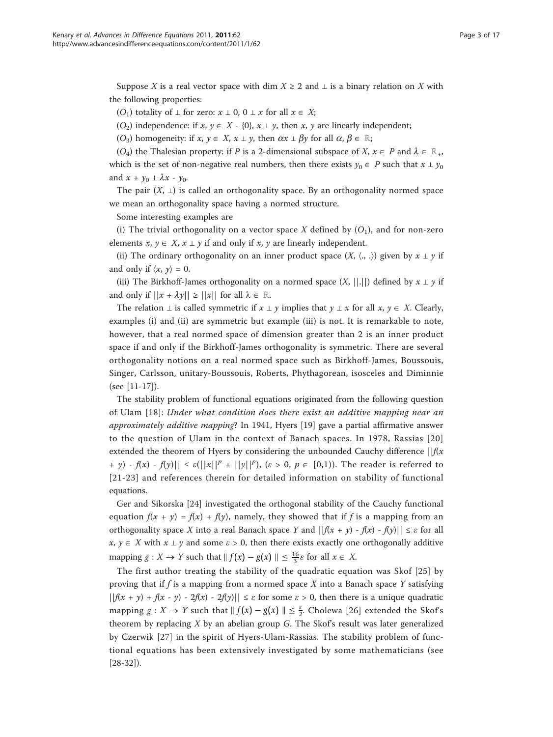Suppose $X$ is a real vector space with $\dim X \geq 2$ and $\perp$ is a binary relation on $X$ with the following properties:

($O_1$) totality of $\perp$ for zero: $x \perp 0$, $0 \perp x$ for all $x \in X$;

($O_2$) independence: if $x, y \in X - \{0\}$, $x \perp y$, then $x$, $y$ are linearly independent;

($O_3$) homogeneity: if $x, y \in X$, $x \perp y$, then $\alpha x \perp \beta y$ for all $\alpha, \beta \in \mathbb{R}$;

($O_4$) the Thalesian property: if $P$ is a 2-dimensional subspace of $X$, $x \in P$ and $\lambda \in \mathbb{R}_+$, which is the set of non-negative real numbers, then there exists $y_0 \in P$ such that $x \perp y_0$ and $x + y_0 \perp \lambda x - y_0$.

The pair $(X, \perp)$ is called an orthogonality space. By an orthogonality normed space we mean an orthogonality space having a normed structure.

Some interesting examples are

(i) The trivial orthogonality on a vector space $X$ defined by ($O_1$), and for non-zero elements $x, y \in X$, $x \perp y$ if and only if $x$, $y$ are linearly independent.

(ii) The ordinary orthogonality on an inner product space $(X, \langle .,.\rangle)$ given by $x \perp y$ if and only if $\langle x, y\rangle = 0$.

(iii) The Birkhoff-James orthogonality on a normed space $(X, ||.||)$ defined by $x \perp y$ if and only if $||x + \lambda y|| \geq ||x||$ for all $\lambda \in \mathbb{R}$.

The relation $\perp$ is called symmetric if $x \perp y$ implies that $y \perp x$ for all $x, y \in X$. Clearly, examples (i) and (ii) are symmetric but example (iii) is not. It is remarkable to note, however, that a real normed space of dimension greater than 2 is an inner product space if and only if the Birkhoff-James orthogonality is symmetric. There are several orthogonality notions on a real normed space such as Birkhoff-James, Boussouis, Singer, Carlsson, unitary-Boussouis, Roberts, Phythagorean, isosceles and Diminnie (see [11-17]).

The stability problem of functional equations originated from the following question of Ulam [18]: *Under what condition does there exist an additive mapping near an approximately additive mapping*? In 1941, Hyers [19] gave a partial affirmative answer to the question of Ulam in the context of Banach spaces. In 1978, Rassias [20] extended the theorem of Hyers by considering the unbounded Cauchy difference $||f(x + y) - f(x) - f(y)|| \leq \varepsilon(||x||^p + ||y||^p)$, $(\varepsilon > 0, p \in [0,1))$. The reader is referred to [21-23] and references therein for detailed information on stability of functional equations.

Ger and Sikorska [24] investigated the orthogonal stability of the Cauchy functional equation $f(x + y) = f(x) + f(y)$, namely, they showed that if $f$ is a mapping from an orthogonality space $X$ into a real Banach space $Y$ and $||f(x + y) - f(x) - f(y)|| \leq \varepsilon$ for all $x, y \in X$ with $x \perp y$ and some $\varepsilon > 0$, then there exists exactly one orthogonally additive mapping $g : X \to Y$ such that $\| f(x) - g(x) \| \leq \frac{16}{3}\varepsilon$ for all $x \in X$.

The first author treating the stability of the quadratic equation was Skof [25] by proving that if $f$ is a mapping from a normed space $X$ into a Banach space $Y$ satisfying $||f(x + y) + f(x - y) - 2f(x) - 2f(y)|| \leq \varepsilon$ for some $\varepsilon > 0$, then there is a unique quadratic mapping $g : X \to Y$ such that $\| f(x) - g(x) \| \leq \frac{\varepsilon}{2}$. Cholewa [26] extended the Skof's theorem by replacing $X$ by an abelian group $G$. The Skof's result was later generalized by Czerwik [27] in the spirit of Hyers-Ulam-Rassias. The stability problem of functional equations has been extensively investigated by some mathematicians (see [28-32]).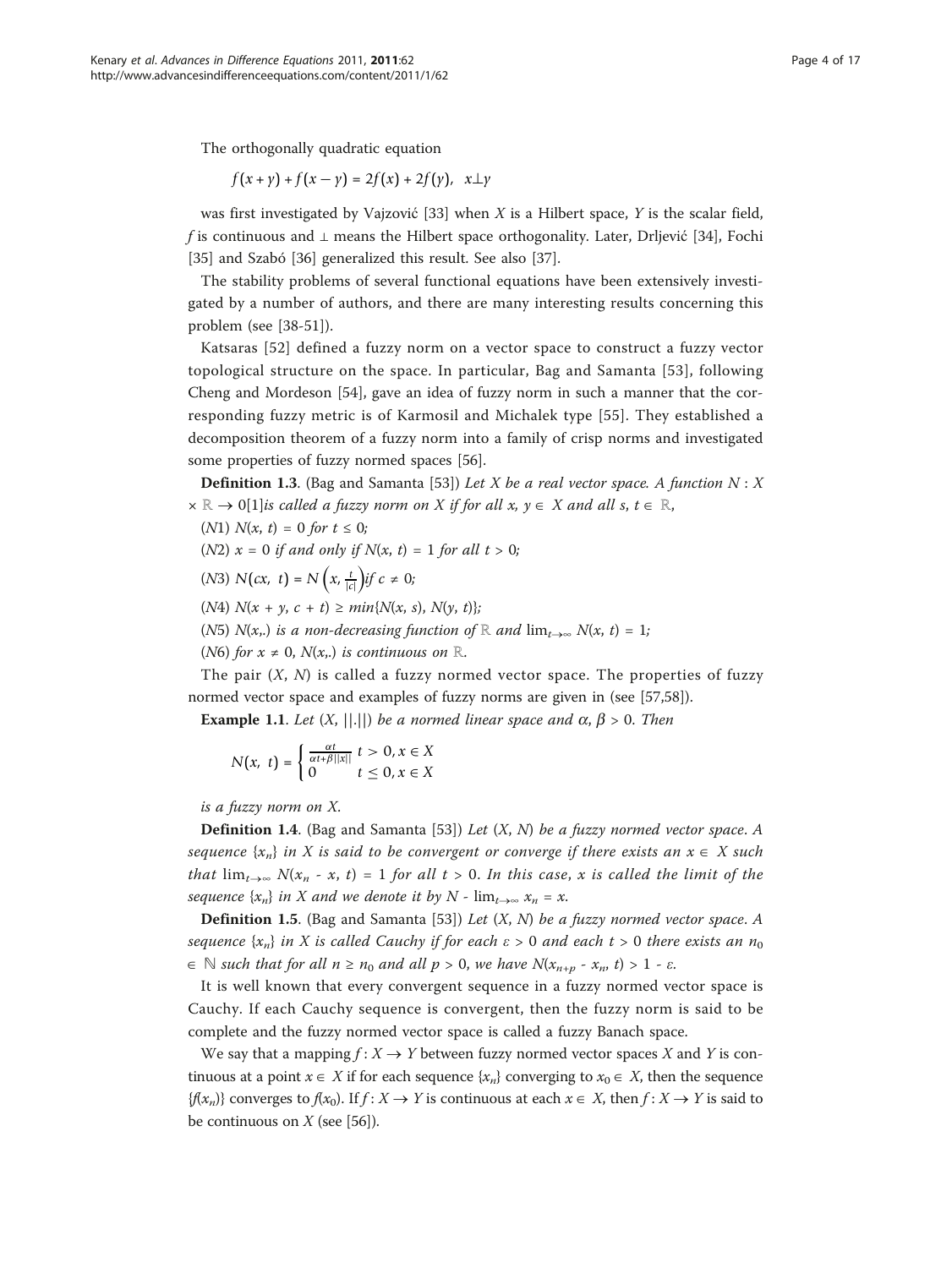The orthogonally quadratic equation

$$f(x+y)+f(x-y)=2f(x)+2f(y),\quad x\perp y$$

was first investigated by Vajzović [33] when $X$ is a Hilbert space, $Y$ is the scalar field, $f$ is continuous and $\perp$ means the Hilbert space orthogonality. Later, Drljević [34], Fochi [35] and Szabó [36] generalized this result. See also [37].

The stability problems of several functional equations have been extensively investigated by a number of authors, and there are many interesting results concerning this problem (see [38-51]).

Katsaras [52] defined a fuzzy norm on a vector space to construct a fuzzy vector topological structure on the space. In particular, Bag and Samanta [53], following Cheng and Mordeson [54], gave an idea of fuzzy norm in such a manner that the corresponding fuzzy metric is of Karmosil and Michalek type [55]. They established a decomposition theorem of a fuzzy norm into a family of crisp norms and investigated some properties of fuzzy normed spaces [56].

**Definition 1.3**. (Bag and Samanta [53]) *Let $X$ be a real vector space. A function $N : X \times \mathbb{R} \to 0[1]$ is called a fuzzy norm on $X$ if for all $x$, $y \in X$ and all $s$, $t \in \mathbb{R}$,*

($N1$) *$N(x, t) = 0$ for $t \leq 0$;*

($N2$) *$x = 0$ if and only if $N(x, t) = 1$ for all $t > 0$;*

($N3$) *$N(cx,\ t) = N\left(x, \frac{t}{|c|}\right)$ if $c \neq 0$;*

($N4$) *$N(x + y, c + t) \geq min\{N(x, s), N(y, t)\}$;*

($N5$) *$N(x,.)$ is a non-decreasing function of $\mathbb{R}$ and $\lim_{t\to\infty} N(x, t) = 1$;*

($N6$) *for $x \neq 0$, $N(x,.)$ is continuous on $\mathbb{R}$.*

The pair $(X, N)$ is called a fuzzy normed vector space. The properties of fuzzy normed vector space and examples of fuzzy norms are given in (see [57,58]).

**Example 1.1**. *Let $(X, ||.||)$ be a normed linear space and $\alpha$, $\beta > 0$. Then*

$$N(x,\ t)=\begin{cases}\frac{\alpha t}{\alpha t+\beta||x||} & t>0, x\in X\\ 0 & t\leq 0, x\in X\end{cases}$$

*is a fuzzy norm on $X$.*

**Definition 1.4**. (Bag and Samanta [53]) *Let $(X, N)$ be a fuzzy normed vector space. A sequence $\{x_n\}$ in $X$ is said to be convergent or converge if there exists an $x \in X$ such that $\lim_{t\to\infty} N(x_n - x, t) = 1$ for all $t > 0$. In this case, $x$ is called the limit of the sequence $\{x_n\}$ in $X$ and we denote it by $N$ - $\lim_{t\to\infty} x_n = x$.*

**Definition 1.5**. (Bag and Samanta [53]) *Let $(X, N)$ be a fuzzy normed vector space. A sequence $\{x_n\}$ in $X$ is called Cauchy if for each $\varepsilon > 0$ and each $t > 0$ there exists an $n_0 \in \mathbb{N}$ such that for all $n \geq n_0$ and all $p > 0$, we have $N(x_{n+p} - x_n, t) > 1 - \varepsilon$.*

It is well known that every convergent sequence in a fuzzy normed vector space is Cauchy. If each Cauchy sequence is convergent, then the fuzzy norm is said to be complete and the fuzzy normed vector space is called a fuzzy Banach space.

We say that a mapping $f : X \to Y$ between fuzzy normed vector spaces $X$ and $Y$ is continuous at a point $x \in X$ if for each sequence $\{x_n\}$ converging to $x_0 \in X$, then the sequence $\{f(x_n)\}$ converges to $f(x_0)$. If $f : X \to Y$ is continuous at each $x \in X$, then $f : X \to Y$ is said to be continuous on $X$ (see [56]).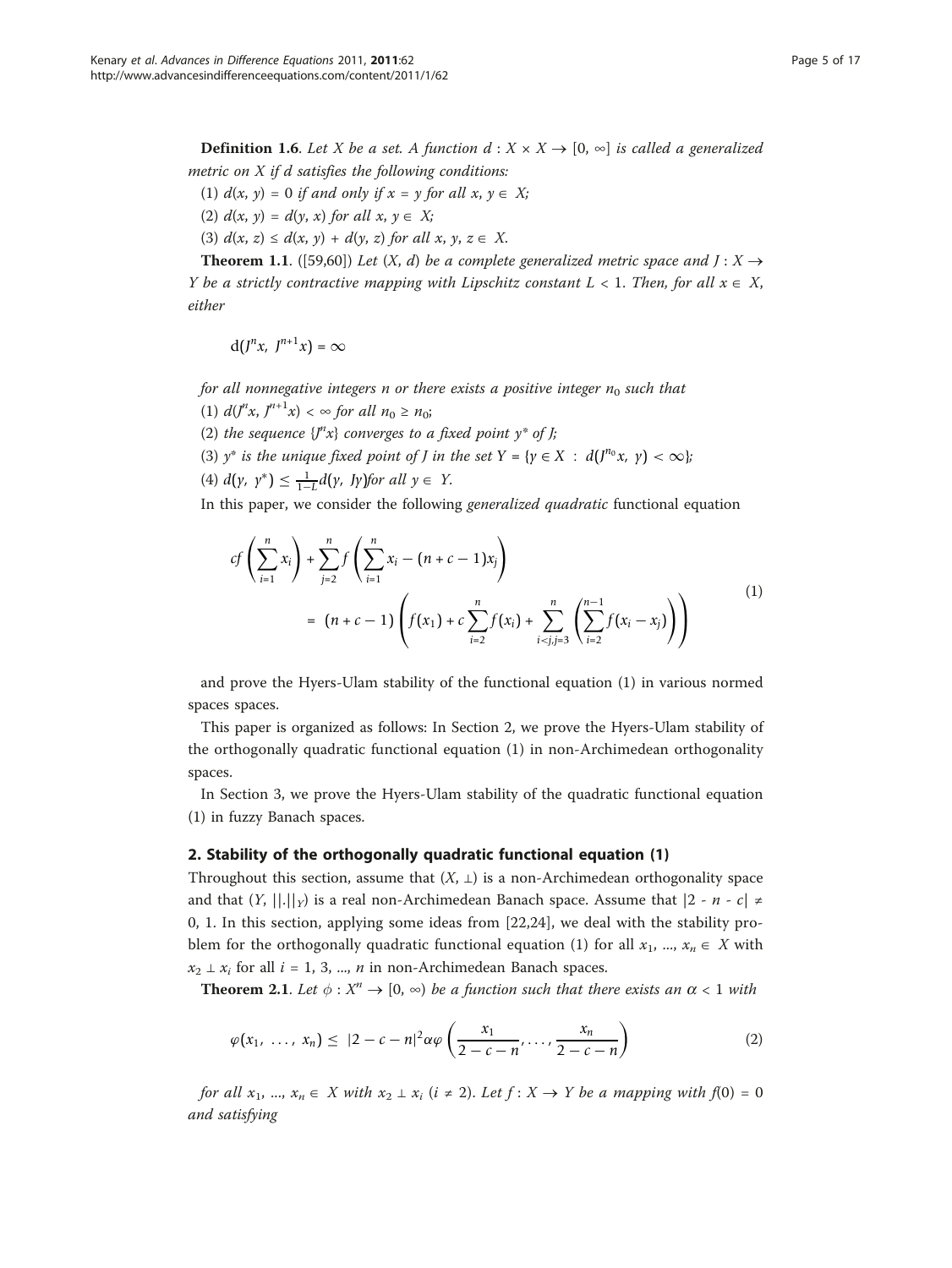**Definition 1.6**. *Let X be a set. A function $d : X \times X \to [0, \infty]$ is called a generalized metric on X if d satisfies the following conditions:*

(1) *$d(x, y) = 0$ if and only if $x = y$ for all $x, y \in X$;*

(2) *$d(x, y) = d(y, x)$ for all $x, y \in X$;*

(3) *$d(x, z) \leq d(x, y) + d(y, z)$ for all $x, y, z \in X$.*

**Theorem 1.1**. ([59,60]) *Let $(X, d)$ be a complete generalized metric space and $J : X \to Y$ be a strictly contractive mapping with Lipschitz constant $L < 1$. Then, for all $x \in X$, either*

$$d(J^n x, J^{n+1} x) = \infty$$

*for all nonnegative integers n or there exists a positive integer $n_0$ such that*

(1) *$d(J^n x, J^{n+1} x) < \infty$ for all $n_0 \geq n_0$;*

(2) *the sequence $\{J^n x\}$ converges to a fixed point $y^*$ of J;*

(3) *$y^*$ is the unique fixed point of J in the set $Y = \{y \in X : d(J^{n_0} x, y) < \infty\}$;*

(4) *$d(y, y^*) \leq \frac{1}{1-L} d(y, Jy)$for all $y \in Y$.*

In this paper, we consider the following *generalized quadratic* functional equation

$$cf\left(\sum_{i=1}^{n} x_i\right) + \sum_{j=2}^{n} f\left(\sum_{i=1}^{n} x_i - (n+c-1)x_j\right) = (n+c-1)\left(f(x_1) + c\sum_{i=2}^{n} f(x_i) + \sum_{i<j,j=3}^{n}\left(\sum_{i=2}^{n-1} f(x_i - x_j)\right)\right) \tag{1}$$

and prove the Hyers-Ulam stability of the functional equation (1) in various normed spaces spaces.

This paper is organized as follows: In Section 2, we prove the Hyers-Ulam stability of the orthogonally quadratic functional equation (1) in non-Archimedean orthogonality spaces.

In Section 3, we prove the Hyers-Ulam stability of the quadratic functional equation (1) in fuzzy Banach spaces.

## 2. Stability of the orthogonally quadratic functional equation (1)

Throughout this section, assume that $(X, \perp)$ is a non-Archimedean orthogonality space and that $(Y, ||.||_Y)$ is a real non-Archimedean Banach space. Assume that $|2 - n - c| \neq 0, 1$. In this section, applying some ideas from [22,24], we deal with the stability problem for the orthogonally quadratic functional equation (1) for all $x_1, ..., x_n \in X$ with $x_2 \perp x_i$ for all $i = 1, 3, ..., n$ in non-Archimedean Banach spaces.

**Theorem 2.1**. *Let $\phi : X^n \to [0, \infty)$ be a function such that there exists an $\alpha < 1$ with*

$$\varphi(x_1, \ldots, x_n) \leq |2-c-n|^2 \alpha \varphi\left(\frac{x_1}{2-c-n}, \ldots, \frac{x_n}{2-c-n}\right) \tag{2}$$

*for all $x_1, ..., x_n \in X$ with $x_2 \perp x_i$ $(i \neq 2)$. Let $f : X \to Y$ be a mapping with $f(0) = 0$ and satisfying*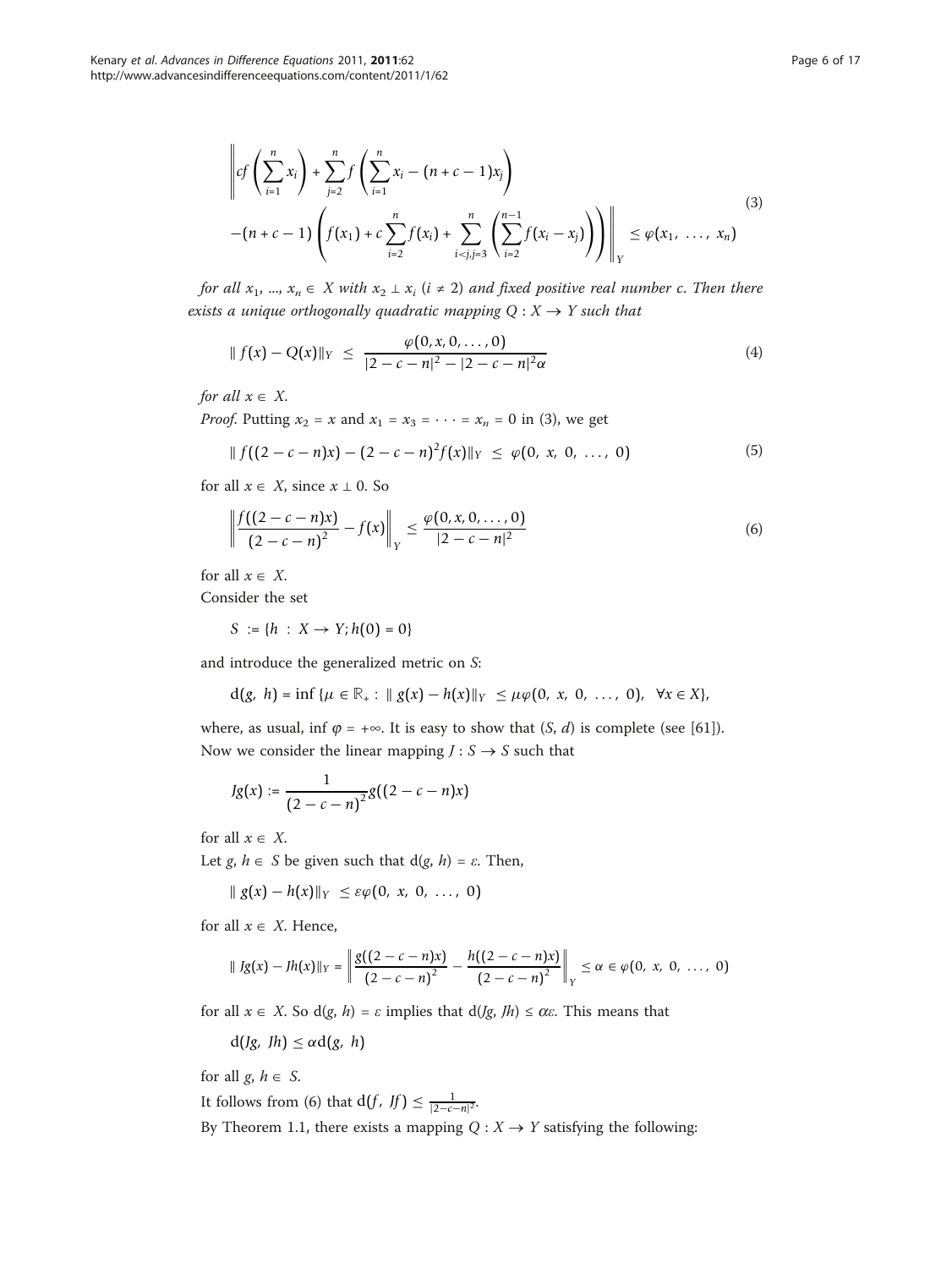$$\left\| cf\left(\sum_{i=1}^{n} x_i\right) + \sum_{j=2}^{n} f\left(\sum_{i=1}^{n} x_i - (n+c-1)x_j\right) - (n+c-1)\left(f(x_1) + c\sum_{i=2}^{n} f(x_i) + \sum_{i<j,j=3}^{n}\left(\sum_{i=2}^{n-1} f(x_i - x_j)\right)\right)\right\|_Y \leq \varphi(x_1, \ldots, x_n) \tag{3}$$

*for all* $x_1, ..., x_n \in X$ *with* $x_2 \perp x_i$ $(i \neq 2)$ *and fixed positive real number c. Then there exists a unique orthogonally quadratic mapping* $Q : X \to Y$ *such that*

$$\| f(x) - Q(x)\|_Y \leq \frac{\varphi(0, x, 0, \ldots, 0)}{|2-c-n|^2 - |2-c-n|^2\alpha} \tag{4}$$

*for all* $x \in X$.

*Proof.* Putting $x_2 = x$ and $x_1 = x_3 = \cdots = x_n = 0$ in (3), we get

$$\| f((2-c-n)x) - (2-c-n)^2 f(x)\|_Y \leq \varphi(0, x, 0, \ldots, 0) \tag{5}$$

for all $x \in X$, since $x \perp 0$. So

$$\left\| \frac{f((2-c-n)x)}{(2-c-n)^2} - f(x)\right\|_Y \leq \frac{\varphi(0, x, 0, \ldots, 0)}{|2-c-n|^2} \tag{6}$$

for all $x \in X$.

Consider the set

$$S := \{h : X \to Y; h(0) = 0\}$$

and introduce the generalized metric on $S$:

$$d(g, h) = \inf\{\mu \in \mathbb{R}_+ : \| g(x) - h(x)\|_Y \leq \mu\varphi(0, x, 0, \ldots, 0), \ \forall x \in X\},$$

where, as usual, $\inf \varphi = +\infty$. It is easy to show that $(S, d)$ is complete (see [61]).

Now we consider the linear mapping $J : S \to S$ such that

$$Jg(x) := \frac{1}{(2-c-n)^2} g((2-c-n)x)$$

for all $x \in X$.

Let $g, h \in S$ be given such that $d(g, h) = \varepsilon$. Then,

$$\| g(x) - h(x)\|_Y \leq \varepsilon\varphi(0, x, 0, \ldots, 0)$$

for all $x \in X$. Hence,

$$\| Jg(x) - Jh(x)\|_Y = \left\| \frac{g((2-c-n)x)}{(2-c-n)^2} - \frac{h((2-c-n)x)}{(2-c-n)^2}\right\|_Y \leq \alpha \in \varphi(0, x, 0, \ldots, 0)$$

for all $x \in X$. So $d(g, h) = \varepsilon$ implies that $d(Jg, Jh) \leq \alpha\varepsilon$. This means that

$$d(Jg, Jh) \leq \alpha d(g, h)$$

for all $g, h \in S$.

It follows from (6) that $d(f, Jf) \leq \frac{1}{|2-c-n|^2}$.

By Theorem 1.1, there exists a mapping $Q : X \to Y$ satisfying the following: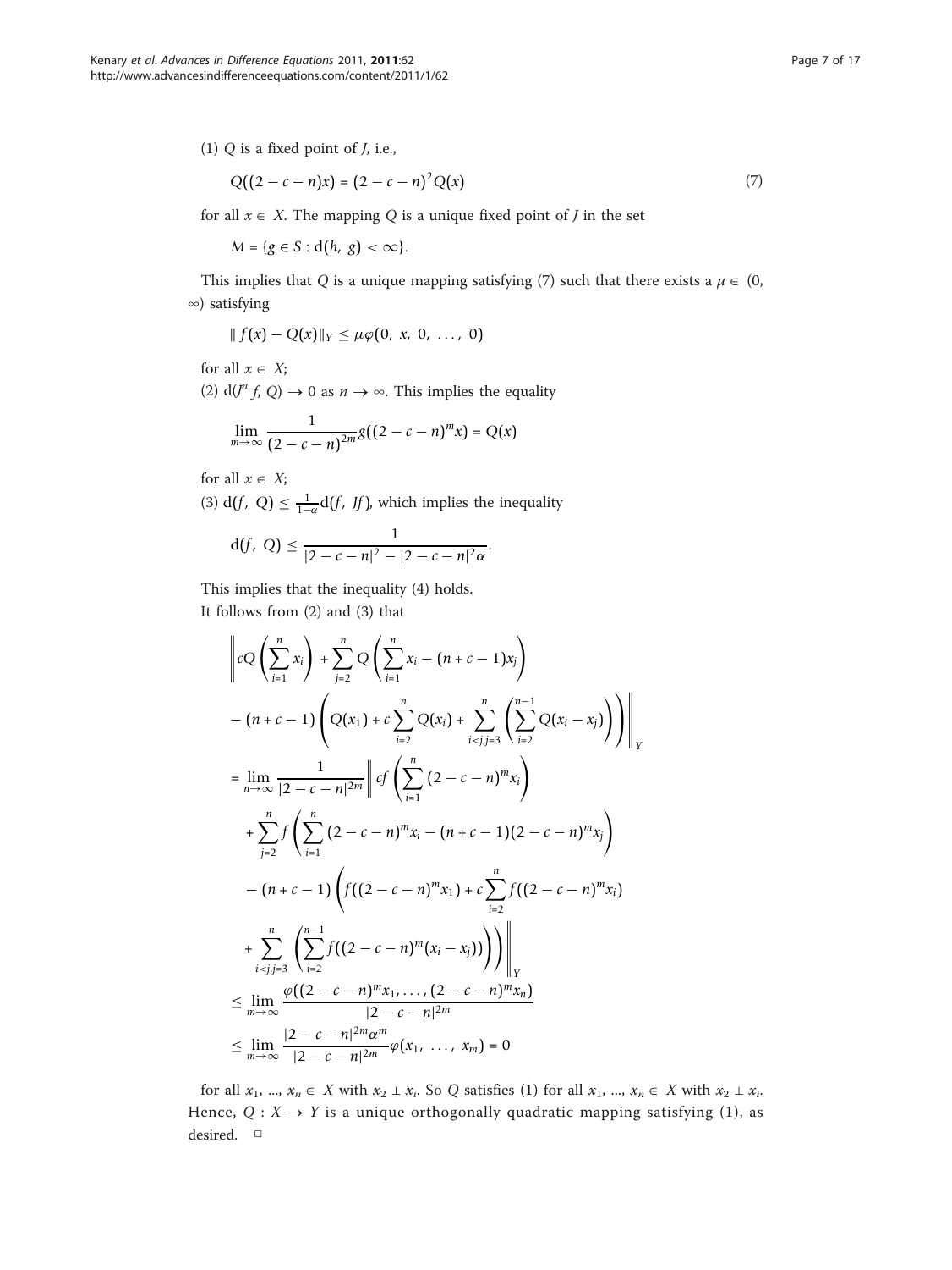(1) $Q$ is a fixed point of $J$, i.e.,

$$Q((2-c-n)x) = (2-c-n)^2 Q(x) \tag{7}$$

for all $x \in X$. The mapping $Q$ is a unique fixed point of $J$ in the set

$$M = \{g \in S : \mathrm{d}(h, g) < \infty\}.$$

This implies that $Q$ is a unique mapping satisfying (7) such that there exists a $\mu \in (0, \infty)$ satisfying

$$\| f(x) - Q(x)\|_Y \leq \mu\varphi(0, x, 0, \ldots, 0)$$

for all $x \in X$;

(2) $\mathrm{d}(J^n f, Q) \to 0$ as $n \to \infty$. This implies the equality

$$\lim_{m\to\infty} \frac{1}{(2-c-n)^{2m}} g((2-c-n)^m x) = Q(x)$$

for all $x \in X$;

(3) $\mathrm{d}(f, Q) \leq \frac{1}{1-\alpha}\mathrm{d}(f, Jf)$, which implies the inequality

$$\mathrm{d}(f, Q) \leq \frac{1}{|2-c-n|^2 - |2-c-n|^2\alpha}.$$

This implies that the inequality (4) holds.

It follows from (2) and (3) that

$$\begin{aligned}
&\left\| cQ\left(\sum_{i=1}^{n} x_i\right) + \sum_{j=2}^{n} Q\left(\sum_{i=1}^{n} x_i - (n+c-1)x_j\right) \right. \\
&\left. - (n+c-1)\left(Q(x_1) + c\sum_{i=2}^{n} Q(x_i) + \sum_{i<j,j=3}^{n}\left(\sum_{i=2}^{n-1} Q(x_i - x_j)\right)\right)\right\|_Y \\
&= \lim_{n\to\infty} \frac{1}{|2-c-n|^{2m}} \left\| cf\left(\sum_{i=1}^{n} (2-c-n)^m x_i\right) \right. \\
&\quad + \sum_{j=2}^{n} f\left(\sum_{i=1}^{n} (2-c-n)^m x_i - (n+c-1)(2-c-n)^m x_j\right) \\
&\quad - (n+c-1)\left(f((2-c-n)^m x_1) + c\sum_{i=2}^{n} f((2-c-n)^m x_i)\right. \\
&\quad \left.\left. + \sum_{i<j,j=3}^{n}\left(\sum_{i=2}^{n-1} f((2-c-n)^m (x_i - x_j))\right)\right)\right\|_Y \\
&\leq \lim_{m\to\infty} \frac{\varphi((2-c-n)^m x_1, \ldots, (2-c-n)^m x_n)}{|2-c-n|^{2m}} \\
&\leq \lim_{m\to\infty} \frac{|2-c-n|^{2m}\alpha^m}{|2-c-n|^{2m}} \varphi(x_1, \ldots, x_m) = 0
\end{aligned}$$

for all $x_1, \ldots, x_n \in X$ with $x_2 \perp x_i$. So $Q$ satisfies (1) for all $x_1, \ldots, x_n \in X$ with $x_2 \perp x_i$. Hence, $Q : X \to Y$ is a unique orthogonally quadratic mapping satisfying (1), as desired. □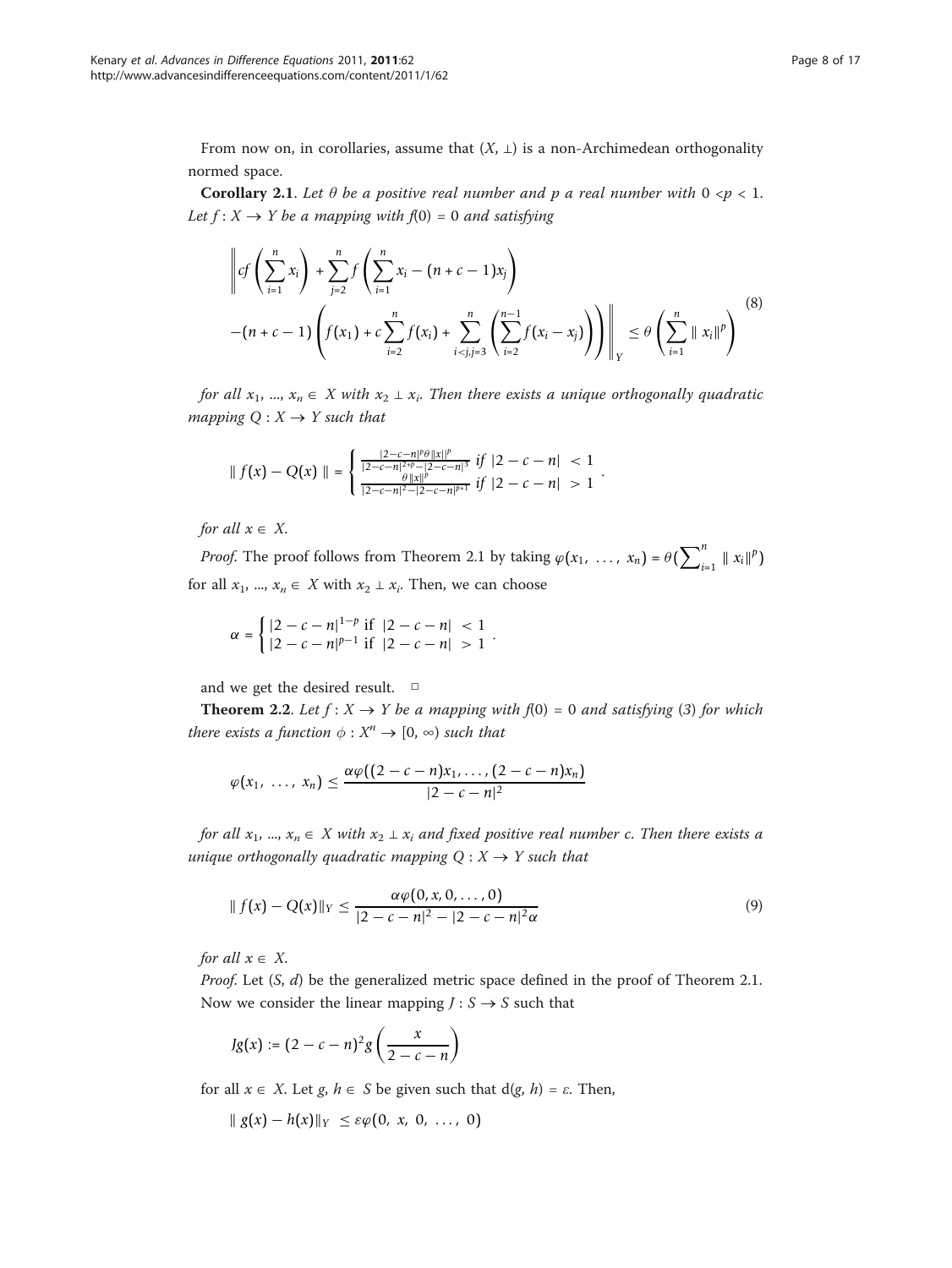From now on, in corollaries, assume that $(X, \perp)$ is a non-Archimedean orthogonality normed space.

**Corollary 2.1**. *Let $\theta$ be a positive real number and $p$ a real number with $0 < p < 1$. Let $f : X \to Y$ be a mapping with $f(0) = 0$ and satisfying*

$$\begin{aligned} &\left\| cf\left(\sum_{i=1}^{n} x_i\right) + \sum_{j=2}^{n} f\left(\sum_{i=1}^{n} x_i - (n+c-1)x_j\right) \right. \\ &\left. -(n+c-1)\left(f(x_1) + c\sum_{i=2}^{n} f(x_i) + \sum_{i<j,j=3}^{n}\left(\sum_{i=2}^{n-1} f(x_i - x_j)\right)\right) \right\|_Y \leq \theta\left(\sum_{i=1}^{n} \| x_i\|^p\right) \end{aligned} \tag{8}$$

*for all $x_1, ..., x_n \in X$ with $x_2 \perp x_i$. Then there exists a unique orthogonally quadratic mapping $Q : X \to Y$ such that*

$$\| f(x) - Q(x) \| = \begin{cases} \frac{|2-c-n|^p\theta\|x\|^p}{|2-c-n|^{2+p}-|2-c-n|^3} & if \ |2-c-n| < 1 \\ \frac{\theta\|x\|^p}{|2-c-n|^2-|2-c-n|^{p+1}} & if \ |2-c-n| > 1 \end{cases}.$$

*for all $x \in X$.*

*Proof*. The proof follows from Theorem 2.1 by taking $\varphi(x_1, \ldots, x_n) = \theta(\sum_{i=1}^{n} \| x_i\|^p)$ for all $x_1, ..., x_n \in X$ with $x_2 \perp x_i$. Then, we can choose

$$\alpha = \begin{cases} |2-c-n|^{1-p} \text{ if } |2-c-n| < 1 \\ |2-c-n|^{p-1} \text{ if } |2-c-n| > 1 \end{cases}.$$

and we get the desired result. □

**Theorem 2.2**. *Let $f : X \to Y$ be a mapping with $f(0) = 0$ and satisfying (3) for which there exists a function $\phi : X^n \to [0, \infty)$ such that*

$$\varphi(x_1, \ldots, x_n) \leq \frac{\alpha\varphi((2-c-n)x_1, \ldots, (2-c-n)x_n)}{|2-c-n|^2}$$

*for all $x_1, ..., x_n \in X$ with $x_2 \perp x_i$ and fixed positive real number $c$. Then there exists a unique orthogonally quadratic mapping $Q : X \to Y$ such that*

$$\| f(x) - Q(x)\|_Y \leq \frac{\alpha\varphi(0, x, 0, \ldots, 0)}{|2-c-n|^2 - |2-c-n|^2\alpha} \tag{9}$$

*for all $x \in X$.*

*Proof*. Let $(S, d)$ be the generalized metric space defined in the proof of Theorem 2.1. Now we consider the linear mapping $J : S \to S$ such that

$$Jg(x) := (2-c-n)^2 g\left(\frac{x}{2-c-n}\right)$$

for all $x \in X$. Let $g, h \in S$ be given such that $d(g, h) = \varepsilon$. Then,

$$\| g(x) - h(x)\|_Y \leq \varepsilon\varphi(0, x, 0, \ldots, 0)$$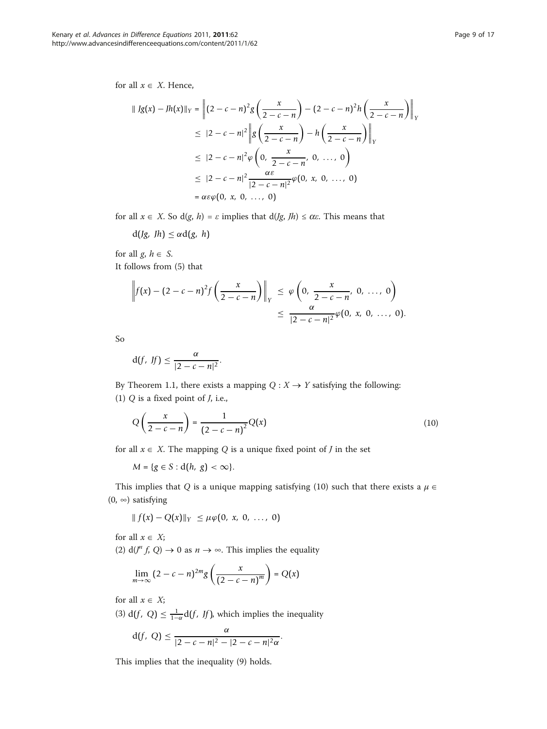for all $x \in X$. Hence,

$$
\begin{aligned}
\| Jg(x) - Jh(x)\|_Y &= \left\|(2-c-n)^2 g\left(\frac{x}{2-c-n}\right) - (2-c-n)^2 h\left(\frac{x}{2-c-n}\right)\right\|_Y \\
&\leq |2-c-n|^2 \left\| g\left(\frac{x}{2-c-n}\right) - h\left(\frac{x}{2-c-n}\right)\right\|_Y \\
&\leq |2-c-n|^2 \varphi\left(0,\ \frac{x}{2-c-n},\ 0,\ \ldots,\ 0\right) \\
&\leq |2-c-n|^2 \frac{\alpha\varepsilon}{|2-c-n|^2}\varphi(0,\ x,\ 0,\ \ldots,\ 0) \\
&= \alpha\varepsilon\varphi(0,\ x,\ 0,\ \ldots,\ 0)
\end{aligned}
$$

for all $x \in X$. So $\mathrm{d}(g, h) = \varepsilon$ implies that $\mathrm{d}(Jg, Jh) \leq \alpha\varepsilon$. This means that

$$\mathrm{d}(Jg,\ Jh) \leq \alpha \mathrm{d}(g,\ h)$$

for all $g, h \in S$.

It follows from (5) that

$$
\begin{aligned}
\left\| f(x) - (2-c-n)^2 f\left(\frac{x}{2-c-n}\right)\right\|_Y &\leq \varphi\left(0,\ \frac{x}{2-c-n},\ 0,\ \ldots,\ 0\right) \\
&\leq \frac{\alpha}{|2-c-n|^2}\varphi(0,\ x,\ 0,\ \ldots,\ 0).
\end{aligned}
$$

So

$$\mathrm{d}(f,\ Jf) \leq \frac{\alpha}{|2-c-n|^2}.$$

By Theorem 1.1, there exists a mapping $Q : X \to Y$ satisfying the following:

(1) $Q$ is a fixed point of $J$, i.e.,

$$Q\left(\frac{x}{2-c-n}\right) = \frac{1}{(2-c-n)^2}Q(x) \tag{10}$$

for all $x \in X$. The mapping $Q$ is a unique fixed point of $J$ in the set

$$M = \{g \in S : \mathrm{d}(h,\ g) < \infty\}.$$

This implies that $Q$ is a unique mapping satisfying (10) such that there exists a $\mu \in (0, \infty)$ satisfying

$$\| f(x) - Q(x)\|_Y \leq \mu\varphi(0,\ x,\ 0,\ \ldots,\ 0)$$

for all $x \in X$;

(2) $\mathrm{d}(J^n f, Q) \to 0$ as $n \to \infty$. This implies the equality

$$\lim_{m\to\infty}(2-c-n)^{2m} g\left(\frac{x}{(2-c-n)^m}\right) = Q(x)$$

for all $x \in X$;

(3) $\mathrm{d}(f,\ Q) \leq \frac{1}{1-\alpha}\mathrm{d}(f,\ Jf)$, which implies the inequality

$$\mathrm{d}(f,\ Q) \leq \frac{\alpha}{|2-c-n|^2 - |2-c-n|^2\alpha}.$$

This implies that the inequality (9) holds.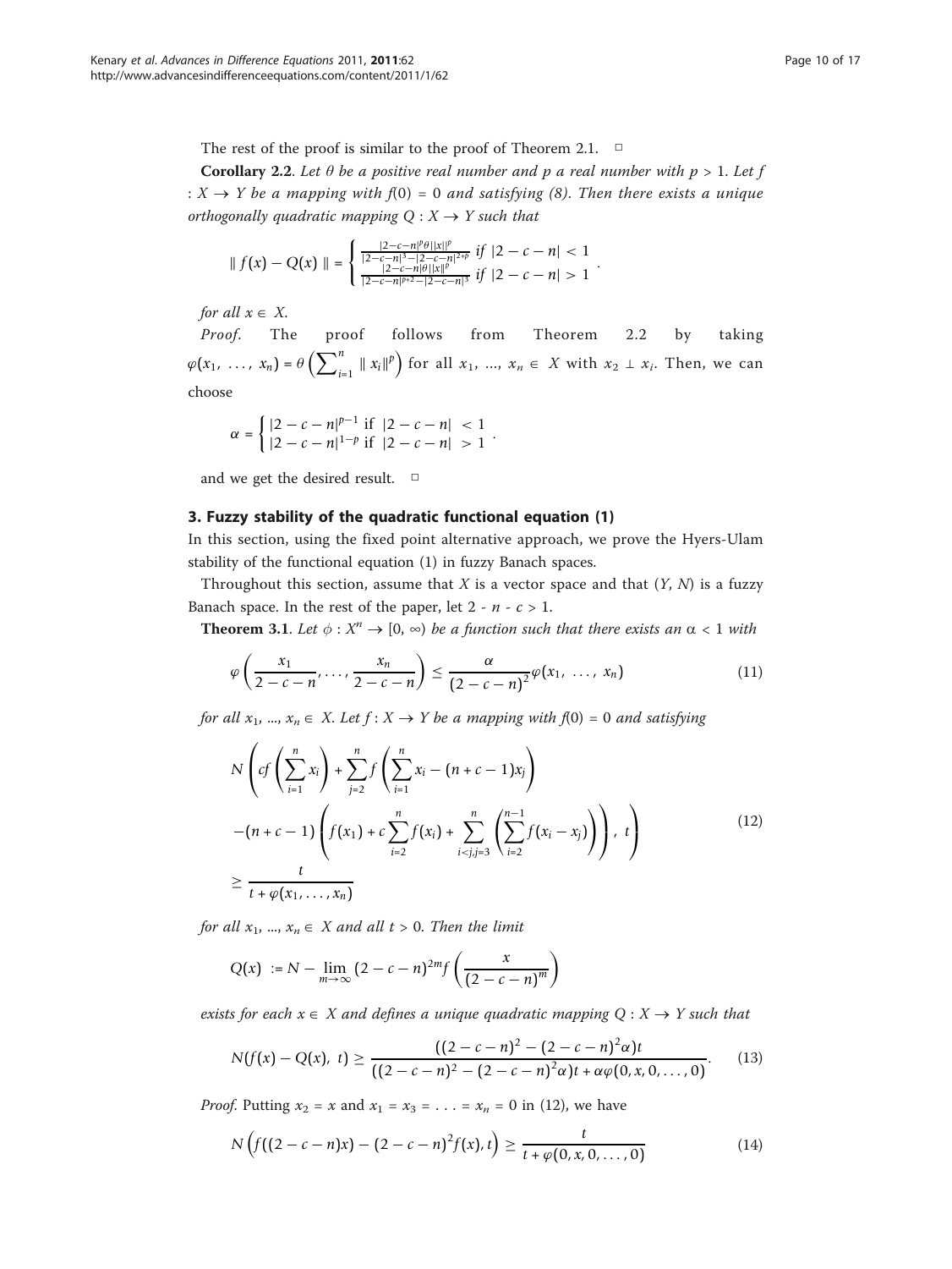The rest of the proof is similar to the proof of Theorem 2.1. □

**Corollary 2.2**. *Let $\theta$ be a positive real number and $p$ a real number with $p > 1$. Let $f : X \to Y$ be a mapping with $f(0) = 0$ and satisfying (8). Then there exists a unique orthogonally quadratic mapping $Q : X \to Y$ such that*

$$\| f(x) - Q(x) \| = \begin{cases} \frac{|2-c-n|^p \theta ||x||^p}{|2-c-n|^3 - |2-c-n|^{2+p}} & \text{if } |2-c-n| < 1 \\ \frac{|2-c-n| \theta ||x||^p}{|2-c-n|^{p+2} - |2-c-n|^3} & \text{if } |2-c-n| > 1 \end{cases}.$$

*for all $x \in X$.*

*Proof*. The proof follows from Theorem 2.2 by taking $\varphi(x_1, \ldots, x_n) = \theta \left( \sum_{i=1}^{n} \| x_i \|^p \right)$ for all $x_1, \ldots, x_n \in X$ with $x_2 \perp x_i$. Then, we can choose

$$\alpha = \begin{cases} |2-c-n|^{p-1} & \text{if } |2-c-n| < 1 \\ |2-c-n|^{1-p} & \text{if } |2-c-n| > 1 \end{cases}.$$

and we get the desired result. □

## 3. Fuzzy stability of the quadratic functional equation (1)

In this section, using the fixed point alternative approach, we prove the Hyers-Ulam stability of the functional equation (1) in fuzzy Banach spaces.

Throughout this section, assume that $X$ is a vector space and that $(Y, N)$ is a fuzzy Banach space. In the rest of the paper, let $2 - n - c > 1$.

**Theorem 3.1**. *Let $\phi : X^n \to [0, \infty)$ be a function such that there exists an $\alpha < 1$ with*

$$\varphi\left(\frac{x_1}{2-c-n}, \ldots, \frac{x_n}{2-c-n}\right) \leq \frac{\alpha}{(2-c-n)^2} \varphi(x_1, \ldots, x_n) \tag{11}$$

*for all $x_1, \ldots, x_n \in X$. Let $f : X \to Y$ be a mapping with $f(0) = 0$ and satisfying*

$$\begin{aligned} N\Bigg( & cf\left(\sum_{i=1}^{n} x_i\right) + \sum_{j=2}^{n} f\left(\sum_{i=1}^{n} x_i - (n+c-1)x_j\right) \\ & -(n+c-1)\left(f(x_1) + c\sum_{i=2}^{n} f(x_i) + \sum_{i<j, j=3}^{n} \left(\sum_{i=2}^{n-1} f(x_i - x_j)\right)\right), \; t\Bigg) \\ & \geq \frac{t}{t + \varphi(x_1, \ldots, x_n)} \end{aligned} \tag{12}$$

*for all $x_1, \ldots, x_n \in X$ and all $t > 0$. Then the limit*

$$Q(x) := N - \lim_{m \to \infty} (2-c-n)^{2m} f\left(\frac{x}{(2-c-n)^m}\right)$$

*exists for each $x \in X$ and defines a unique quadratic mapping $Q : X \to Y$ such that*

$$N(f(x) - Q(x), \; t) \geq \frac{((2-c-n)^2 - (2-c-n)^2\alpha)t}{((2-c-n)^2 - (2-c-n)^2\alpha)t + \alpha\varphi(0, x, 0, \ldots, 0)}. \tag{13}$$

*Proof*. Putting $x_2 = x$ and $x_1 = x_3 = \ldots = x_n = 0$ in (12), we have

$$N\left(f((2-c-n)x) - (2-c-n)^2 f(x), t\right) \geq \frac{t}{t + \varphi(0, x, 0, \ldots, 0)} \tag{14}$$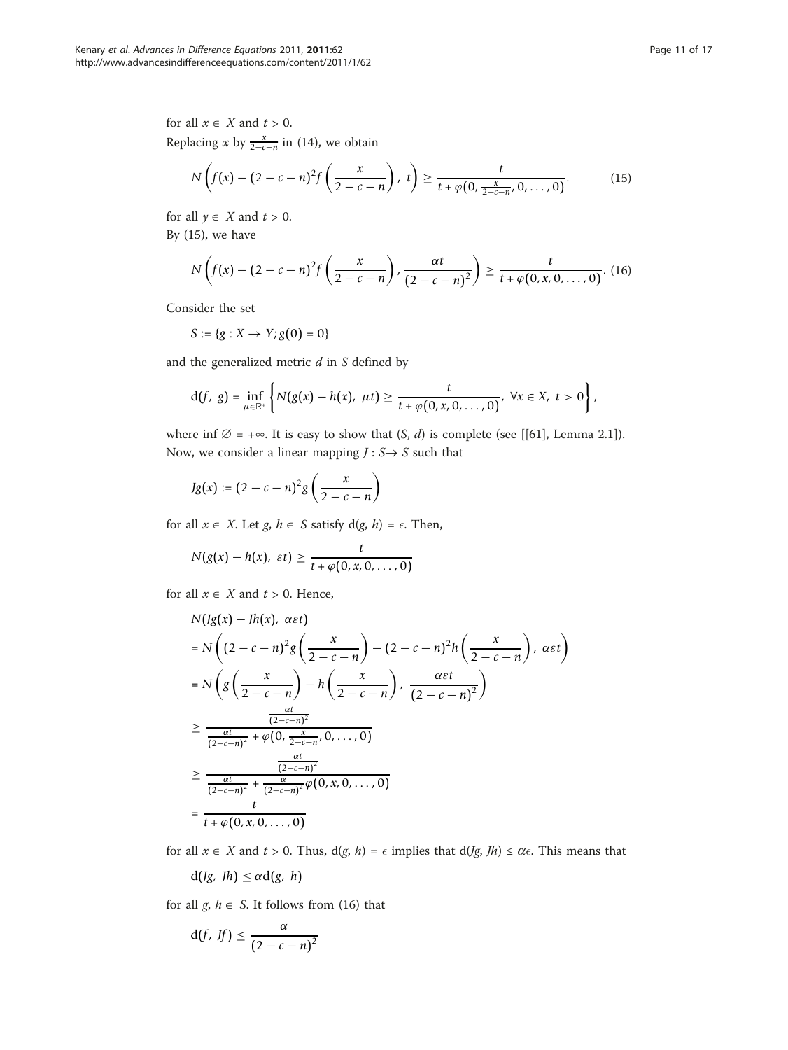for all $x \in X$ and $t > 0$.

Replacing $x$ by $\frac{x}{2-c-n}$ in (14), we obtain

$$N\left(f(x) - (2-c-n)^2 f\left(\frac{x}{2-c-n}\right),\ t\right) \geq \frac{t}{t + \varphi(0, \frac{x}{2-c-n}, 0, \ldots, 0)}. \tag{15}$$

for all $y \in X$ and $t > 0$.

By (15), we have

$$N\left(f(x) - (2-c-n)^2 f\left(\frac{x}{2-c-n}\right),\ \frac{\alpha t}{(2-c-n)^2}\right) \geq \frac{t}{t + \varphi(0, x, 0, \ldots, 0)}. \tag{16}$$

Consider the set

$$S := \{g : X \to Y; g(0) = 0\}$$

and the generalized metric $d$ in $S$ defined by

$$\mathrm{d}(f,\ g) = \inf_{\mu \in \mathbb{R}^+} \left\{ N(g(x) - h(x),\ \mu t) \geq \frac{t}{t + \varphi(0, x, 0, \ldots, 0)},\ \forall x \in X,\ t > 0 \right\},$$

where $\inf \emptyset = +\infty$. It is easy to show that $(S, d)$ is complete (see [[61], Lemma 2.1]). Now, we consider a linear mapping $J : S \to S$ such that

$$Jg(x) := (2-c-n)^2 g\left(\frac{x}{2-c-n}\right)$$

for all $x \in X$. Let $g, h \in S$ satisfy $\mathrm{d}(g, h) = \epsilon$. Then,

$$N(g(x) - h(x),\ \varepsilon t) \geq \frac{t}{t + \varphi(0, x, 0, \ldots, 0)}$$

for all $x \in X$ and $t > 0$. Hence,

$$\begin{aligned}
&N(Jg(x) - Jh(x),\ \alpha\varepsilon t) \\
&= N\left((2-c-n)^2 g\left(\frac{x}{2-c-n}\right) - (2-c-n)^2 h\left(\frac{x}{2-c-n}\right),\ \alpha\varepsilon t\right) \\
&= N\left(g\left(\frac{x}{2-c-n}\right) - h\left(\frac{x}{2-c-n}\right),\ \frac{\alpha\varepsilon t}{(2-c-n)^2}\right) \\
&\geq \frac{\frac{\alpha t}{(2-c-n)^2}}{\frac{\alpha t}{(2-c-n)^2} + \varphi(0, \frac{x}{2-c-n}, 0, \ldots, 0)} \\
&\geq \frac{\frac{\alpha t}{(2-c-n)^2}}{\frac{\alpha t}{(2-c-n)^2} + \frac{\alpha}{(2-c-n)^2}\varphi(0, x, 0, \ldots, 0)} \\
&= \frac{t}{t + \varphi(0, x, 0, \ldots, 0)}
\end{aligned}$$

for all $x \in X$ and $t > 0$. Thus, $\mathrm{d}(g, h) = \epsilon$ implies that $\mathrm{d}(Jg, Jh) \leq \alpha\epsilon$. This means that

$$\mathrm{d}(Jg,\ Jh) \leq \alpha \mathrm{d}(g,\ h)$$

for all $g, h \in S$. It follows from (16) that

$$\mathrm{d}(f,\ Jf) \leq \frac{\alpha}{(2-c-n)^2}$$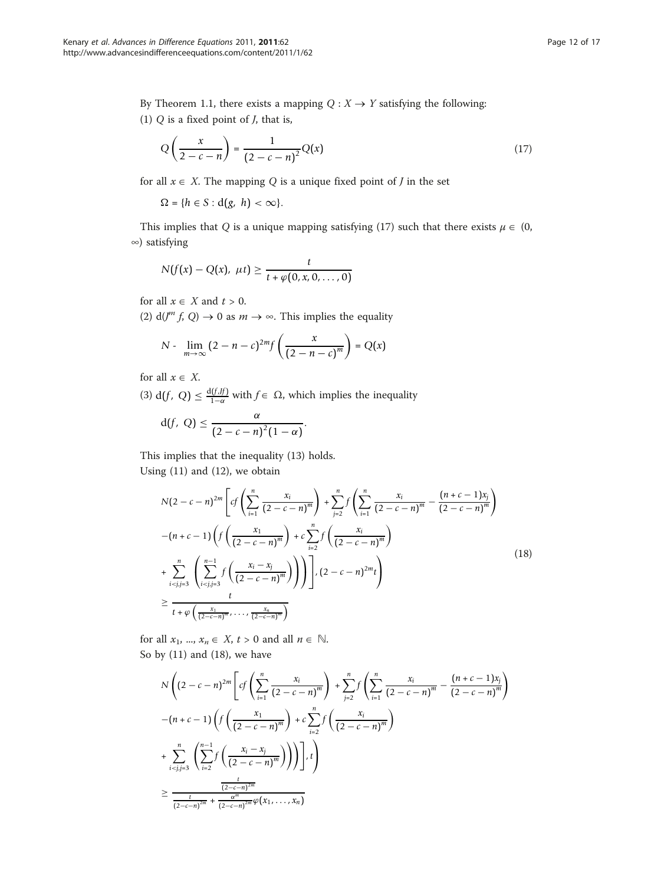By Theorem 1.1, there exists a mapping $Q : X \to Y$ satisfying the following:

(1) $Q$ is a fixed point of $J$, that is,

$$Q\left(\frac{x}{2-c-n}\right) = \frac{1}{(2-c-n)^2} Q(x) \tag{17}$$

for all $x \in X$. The mapping $Q$ is a unique fixed point of $J$ in the set

$$\Omega = \{h \in S : \mathrm{d}(g, h) < \infty\}.$$

This implies that $Q$ is a unique mapping satisfying (17) such that there exists $\mu \in (0, \infty)$ satisfying

$$N(f(x) - Q(x), \mu t) \geq \frac{t}{t + \varphi(0, x, 0, \ldots, 0)}$$

for all $x \in X$ and $t > 0$.

(2) $\mathrm{d}(J^m f, Q) \to 0$ as $m \to \infty$. This implies the equality

$$N\text{ - } \lim_{m \to \infty} (2-n-c)^{2m} f\left(\frac{x}{(2-n-c)^m}\right) = Q(x)$$

for all $x \in X$.

(3) $\mathrm{d}(f, Q) \leq \frac{\mathrm{d}(f, Jf)}{1-\alpha}$ with $f \in \Omega$, which implies the inequality

$$\mathrm{d}(f, Q) \leq \frac{\alpha}{(2-c-n)^2(1-\alpha)}.$$

This implies that the inequality (13) holds.

Using (11) and (12), we obtain

$$\begin{aligned}
&N(2-c-n)^{2m}\left[cf\left(\sum_{i=1}^{n}\frac{x_i}{(2-c-n)^m}\right) + \sum_{j=2}^{n} f\left(\sum_{i=1}^{n}\frac{x_i}{(2-c-n)^m} - \frac{(n+c-1)x_j}{(2-c-n)^m}\right)\right.\\
&-(n+c-1)\left(f\left(\frac{x_1}{(2-c-n)^m}\right) + c\sum_{i=2}^{n} f\left(\frac{x_i}{(2-c-n)^m}\right)\right.\\
&\left.\left.+ \sum_{i<j,j=3}^{n}\left(\sum_{i<j,j=3}^{n-1} f\left(\frac{x_i - x_j}{(2-c-n)^m}\right)\right)\right)\right], (2-c-n)^{2m}t\Bigg)\\
&\geq \frac{t}{t + \varphi\left(\frac{x_1}{(2-c-n)^m}, \ldots, \frac{x_n}{(2-c-n)^m}\right)}
\end{aligned} \tag{18}$$

for all $x_1, \ldots, x_n \in X$, $t > 0$ and all $n \in \mathbb{N}$.

So by (11) and (18), we have

$$\begin{aligned}
&N\Bigg((2-c-n)^{2m}\left[cf\left(\sum_{i=1}^{n}\frac{x_i}{(2-c-n)^m}\right) + \sum_{j=2}^{n} f\left(\sum_{i=1}^{n}\frac{x_i}{(2-c-n)^m} - \frac{(n+c-1)x_j}{(2-c-n)^m}\right)\right.\\
&-(n+c-1)\left(f\left(\frac{x_1}{(2-c-n)^m}\right) + c\sum_{i=2}^{n} f\left(\frac{x_i}{(2-c-n)^m}\right)\right.\\
&\left.\left.+ \sum_{i<j,j=3}^{n}\left(\sum_{i=2}^{n-1} f\left(\frac{x_i - x_j}{(2-c-n)^m}\right)\right)\right)\right], t\Bigg)\\
&\geq \frac{\frac{t}{(2-c-n)^{2m}}}{\frac{t}{(2-c-n)^{2m}} + \frac{\alpha^m}{(2-c-n)^{2m}}\varphi(x_1, \ldots, x_n)}
\end{aligned}$$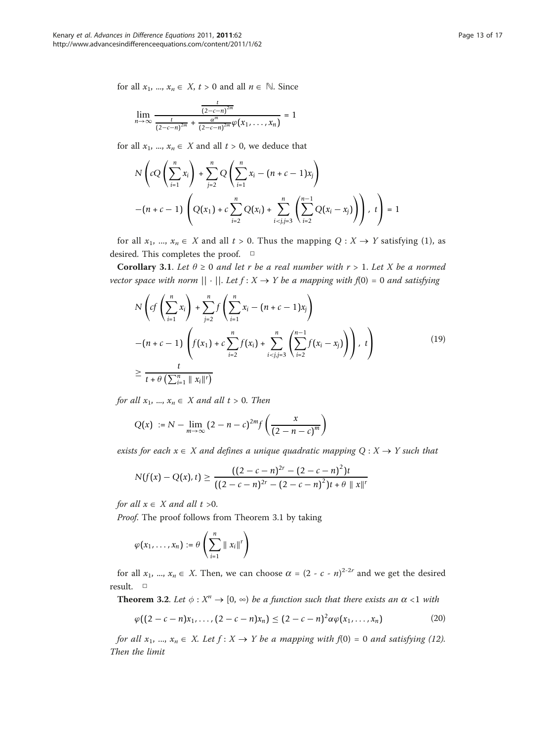for all $x_1, ..., x_n \in X$, $t > 0$ and all $n \in \mathbb{N}$. Since

$$\lim_{n\to\infty} \frac{\frac{t}{(2-c-n)^{2m}}}{\frac{t}{(2-c-n)^{2m}} + \frac{\alpha^m}{(2-c-n)^{2m}}\varphi(x_1, \ldots, x_n)} = 1$$

for all $x_1, ..., x_n \in X$ and all $t > 0$, we deduce that

$$N\left(cQ\left(\sum_{i=1}^{n} x_i\right) + \sum_{j=2}^{n} Q\left(\sum_{i=1}^{n} x_i - (n+c-1)x_j\right) - (n+c-1)\left(Q(x_1) + c\sum_{i=2}^{n} Q(x_i) + \sum_{i<j,j=3}^{n}\left(\sum_{i=2}^{n-1} Q(x_i - x_j)\right)\right),\ t\right) = 1$$

for all $x_1, ..., x_n \in X$ and all $t > 0$. Thus the mapping $Q : X \to Y$ satisfying (1), as desired. This completes the proof. □

**Corollary 3.1**. *Let $\theta \geq 0$ and let $r$ be a real number with $r > 1$. Let $X$ be a normed vector space with norm $||\cdot||$. Let $f : X \to Y$ be a mapping with $f(0) = 0$ and satisfying*

$$N\left(cf\left(\sum_{i=1}^{n} x_i\right) + \sum_{j=2}^{n} f\left(\sum_{i=1}^{n} x_i - (n+c-1)x_j\right) - (n+c-1)\left(f(x_1) + c\sum_{i=2}^{n} f(x_i) + \sum_{i<j,j=3}^{n}\left(\sum_{i=2}^{n-1} f(x_i - x_j)\right)\right),\ t\right) \geq \frac{t}{t + \theta\left(\sum_{i=1}^{n} \| x_i\|^r\right)} \tag{19}$$

*for all $x_1, ..., x_n \in X$ and all $t > 0$. Then*

$$Q(x) := N - \lim_{m\to\infty} (2-n-c)^{2m} f\left(\frac{x}{(2-n-c)^m}\right)$$

*exists for each $x \in X$ and defines a unique quadratic mapping $Q : X \to Y$ such that*

$$N(f(x) - Q(x), t) \geq \frac{((2-c-n)^{2r} - (2-c-n)^2)t}{((2-c-n)^{2r} - (2-c-n)^2)t + \theta \| x\|^r}$$

*for all $x \in X$ and all $t > 0$.*

*Proof*. The proof follows from Theorem 3.1 by taking

$$\varphi(x_1, \ldots, x_n) := \theta\left(\sum_{i=1}^{n} \| x_i\|^r\right)$$

for all $x_1, ..., x_n \in X$. Then, we can choose $\alpha = (2 - c - n)^{2-2r}$ and we get the desired result. □

**Theorem 3.2**. *Let $\phi : X^n \to [0, \infty)$ be a function such that there exists an $\alpha < 1$ with*

$$\varphi((2-c-n)x_1, \ldots, (2-c-n)x_n) \leq (2-c-n)^2 \alpha\varphi(x_1, \ldots, x_n) \tag{20}$$

*for all $x_1, ..., x_n \in X$. Let $f : X \to Y$ be a mapping with $f(0) = 0$ and satisfying (12). Then the limit*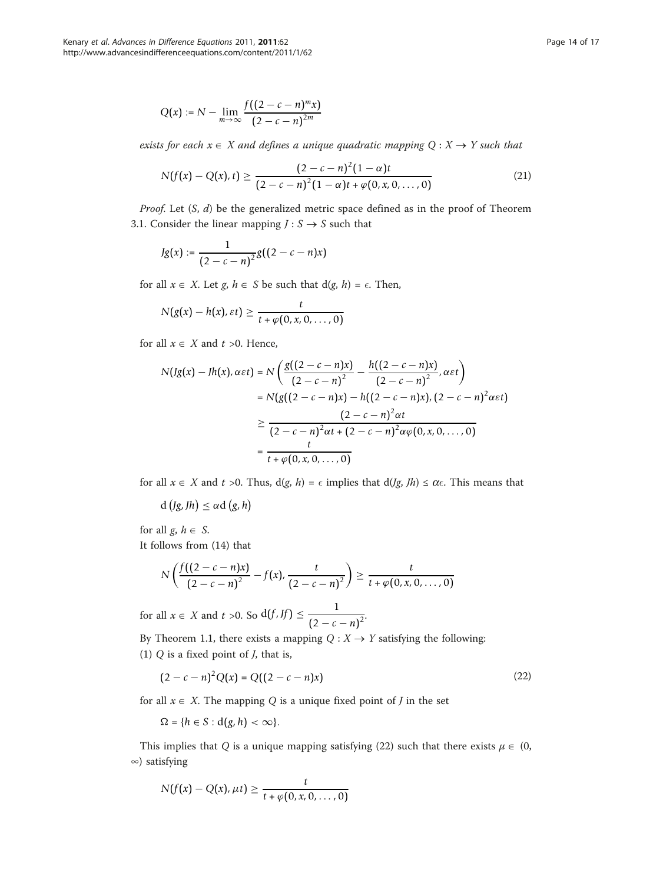$$Q(x) := N - \lim_{m\to\infty} \frac{f((2-c-n)^m x)}{(2-c-n)^{2m}}$$

*exists for each* $x \in X$ *and defines a unique quadratic mapping* $Q : X \to Y$ *such that*

$$N(f(x) - Q(x), t) \geq \frac{(2-c-n)^2(1-\alpha)t}{(2-c-n)^2(1-\alpha)t + \varphi(0, x, 0, \ldots, 0)} \tag{21}$$

*Proof.* Let $(S, d)$ be the generalized metric space defined as in the proof of Theorem 3.1. Consider the linear mapping $J : S \to S$ such that

$$Jg(x) := \frac{1}{(2-c-n)^2} g((2-c-n)x)$$

for all $x \in X$. Let $g, h \in S$ be such that $d(g, h) = \epsilon$. Then,

$$N(g(x) - h(x), \varepsilon t) \geq \frac{t}{t + \varphi(0, x, 0, \ldots, 0)}$$

for all $x \in X$ and $t > 0$. Hence,

$$\begin{aligned}
N(Jg(x) - Jh(x), \alpha\varepsilon t) &= N\left(\frac{g((2-c-n)x)}{(2-c-n)^2} - \frac{h((2-c-n)x)}{(2-c-n)^2}, \alpha\varepsilon t\right) \\
&= N(g((2-c-n)x) - h((2-c-n)x), (2-c-n)^2\alpha\varepsilon t) \\
&\geq \frac{(2-c-n)^2\alpha t}{(2-c-n)^2\alpha t + (2-c-n)^2\alpha\varphi(0, x, 0, \ldots, 0)} \\
&= \frac{t}{t + \varphi(0, x, 0, \ldots, 0)}
\end{aligned}$$

for all $x \in X$ and $t > 0$. Thus, $d(g, h) = \epsilon$ implies that $d(Jg, Jh) \leq \alpha\epsilon$. This means that

$$d(Jg, Jh) \leq \alpha d(g, h)$$

for all $g, h \in S$.

It follows from (14) that

$$N\left(\frac{f((2-c-n)x)}{(2-c-n)^2} - f(x), \frac{t}{(2-c-n)^2}\right) \geq \frac{t}{t + \varphi(0, x, 0, \ldots, 0)}$$

for all $x \in X$ and $t > 0$. So $d(f, Jf) \leq \dfrac{1}{(2-c-n)^2}$.

By Theorem 1.1, there exists a mapping $Q : X \to Y$ satisfying the following:

(1) $Q$ is a fixed point of $J$, that is,

$$(2-c-n)^2 Q(x) = Q((2-c-n)x) \tag{22}$$

for all $x \in X$. The mapping $Q$ is a unique fixed point of $J$ in the set

$$\Omega = \{h \in S : d(g, h) < \infty\}.$$

This implies that $Q$ is a unique mapping satisfying (22) such that there exists $\mu \in (0, \infty)$ satisfying

$$N(f(x) - Q(x), \mu t) \geq \frac{t}{t + \varphi(0, x, 0, \ldots, 0)}$$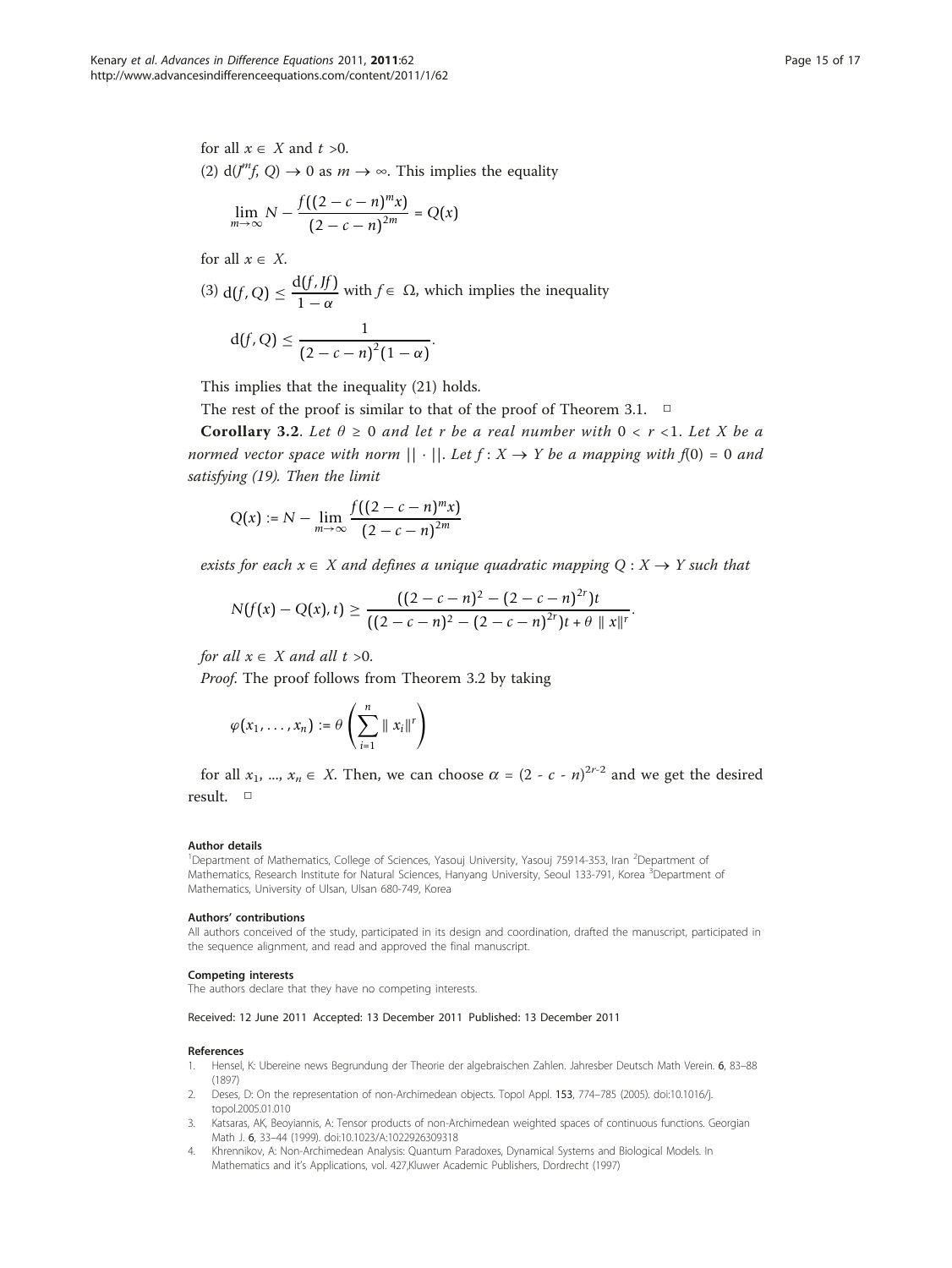for all $x \in X$ and $t > 0$.

(2) $d(J^m f, Q) \to 0$ as $m \to \infty$. This implies the equality

$$\lim_{m\to\infty} N - \frac{f((2-c-n)^m x)}{(2-c-n)^{2m}} = Q(x)$$

for all $x \in X$.

(3) $d(f, Q) \leq \frac{d(f, Jf)}{1-\alpha}$ with $f \in \Omega$, which implies the inequality

$$d(f, Q) \leq \frac{1}{(2-c-n)^2(1-\alpha)}.$$

This implies that the inequality (21) holds.

The rest of the proof is similar to that of the proof of Theorem 3.1. □

**Corollary 3.2**. *Let $\theta \geq 0$ and let r be a real number with $0 < r < 1$. Let X be a normed vector space with norm $||\cdot||$. Let $f: X \to Y$ be a mapping with $f(0) = 0$ and satisfying (19). Then the limit*

$$Q(x) := N - \lim_{m\to\infty} \frac{f((2-c-n)^m x)}{(2-c-n)^{2m}}$$

*exists for each $x \in X$ and defines a unique quadratic mapping $Q: X \to Y$ such that*

$$N(f(x) - Q(x), t) \geq \frac{((2-c-n)^2 - (2-c-n)^{2r})t}{((2-c-n)^2 - (2-c-n)^{2r})t + \theta \parallel x \parallel^r}.$$

*for all $x \in X$ and all $t > 0$.*

*Proof*. The proof follows from Theorem 3.2 by taking

$$\varphi(x_1, \ldots, x_n) := \theta\left(\sum_{i=1}^{n} \parallel x_i \parallel^r\right)$$

for all $x_1, ..., x_n \in X$. Then, we can choose $\alpha = (2 - c - n)^{2r-2}$ and we get the desired result. □

#### Author details

[1]Department of Mathematics, College of Sciences, Yasouj University, Yasouj 75914-353, Iran [2]Department of Mathematics, Research Institute for Natural Sciences, Hanyang University, Seoul 133-791, Korea [3]Department of Mathematics, University of Ulsan, Ulsan 680-749, Korea

#### Authors' contributions

All authors conceived of the study, participated in its design and coordination, drafted the manuscript, participated in the sequence alignment, and read and approved the final manuscript.

#### Competing interests

The authors declare that they have no competing interests.

Received: 12 June 2011 Accepted: 13 December 2011 Published: 13 December 2011

#### References

1. Hensel, K: Ubereine news Begrundung der Theorie der algebraischen Zahlen. Jahresber Deutsch Math Verein. **6**, 83–88 (1897)
2. Deses, D: On the representation of non-Archimedean objects. Topol Appl. **153**, 774–785 (2005). doi:10.1016/j.topol.2005.01.010
3. Katsaras, AK, Beoyiannis, A: Tensor products of non-Archimedean weighted spaces of continuous functions. Georgian Math J. **6**, 33–44 (1999). doi:10.1023/A:1022926309318
4. Khrennikov, A: Non-Archimedean Analysis: Quantum Paradoxes, Dynamical Systems and Biological Models. In Mathematics and it's Applications, vol. 427,Kluwer Academic Publishers, Dordrecht (1997)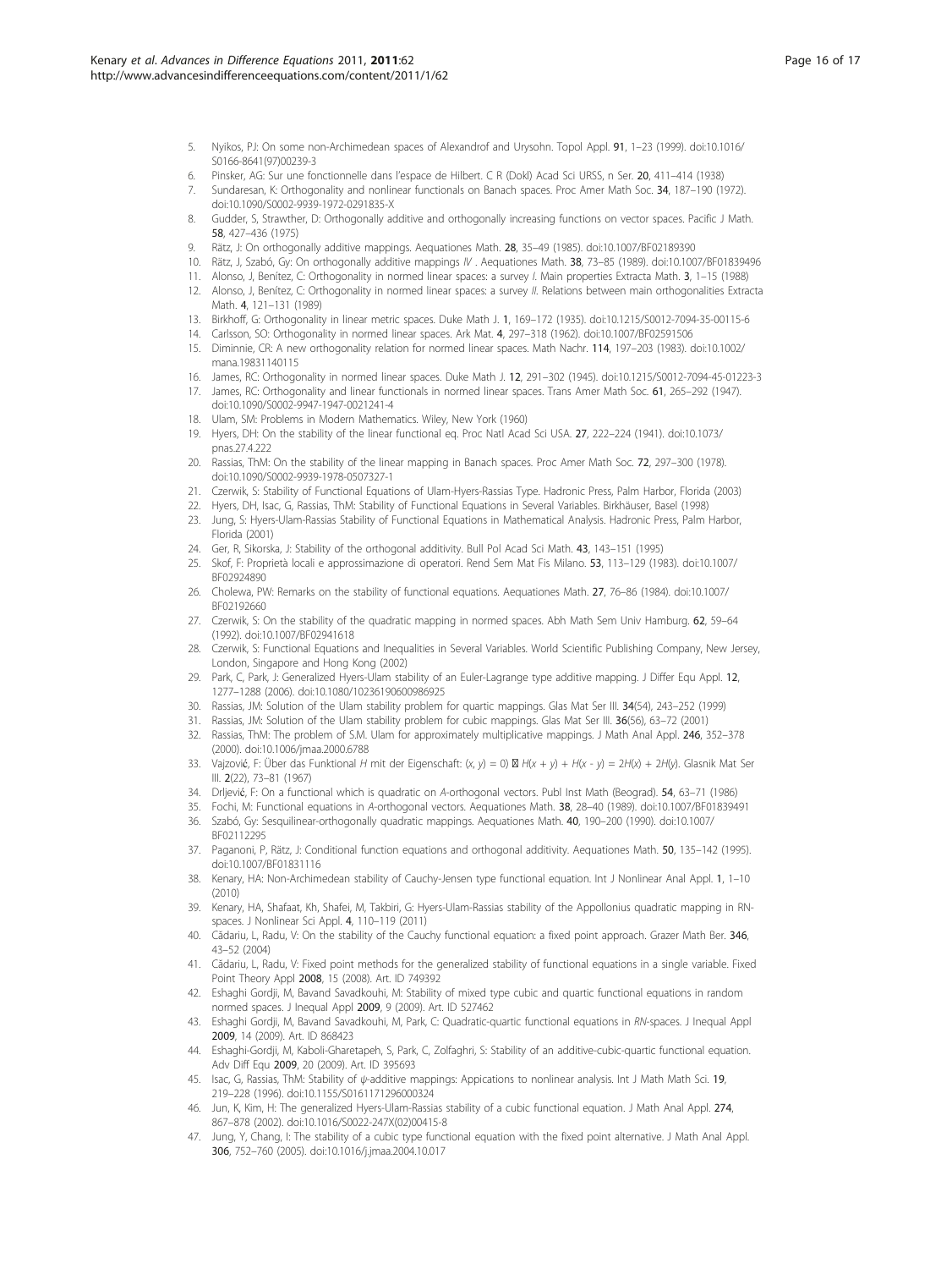5. Nyikos, PJ: On some non-Archimedean spaces of Alexandrof and Urysohn. Topol Appl. **91**, 1–23 (1999). doi:10.1016/S0166-8641(97)00239-3
6. Pinsker, AG: Sur une fonctionnelle dans l'espace de Hilbert. C R (Dokl) Acad Sci URSS, n Ser. **20**, 411–414 (1938)
7. Sundaresan, K: Orthogonality and nonlinear functionals on Banach spaces. Proc Amer Math Soc. **34**, 187–190 (1972). doi:10.1090/S0002-9939-1972-0291835-X
8. Gudder, S, Strawther, D: Orthogonally additive and orthogonally increasing functions on vector spaces. Pacific J Math. **58**, 427–436 (1975)
9. Rätz, J: On orthogonally additive mappings. Aequationes Math. **28**, 35–49 (1985). doi:10.1007/BF02189390
10. Rätz, J, Szabó, Gy: On orthogonally additive mappings *IV* . Aequationes Math. **38**, 73–85 (1989). doi:10.1007/BF01839496
11. Alonso, J, Benítez, C: Orthogonality in normed linear spaces: a survey *I*. Main properties Extracta Math. **3**, 1–15 (1988)
12. Alonso, J, Benítez, C: Orthogonality in normed linear spaces: a survey *II*. Relations between main orthogonalities Extracta Math. **4**, 121–131 (1989)
13. Birkhoff, G: Orthogonality in linear metric spaces. Duke Math J. **1**, 169–172 (1935). doi:10.1215/S0012-7094-35-00115-6
14. Carlsson, SO: Orthogonality in normed linear spaces. Ark Mat. **4**, 297–318 (1962). doi:10.1007/BF02591506
15. Diminnie, CR: A new orthogonality relation for normed linear spaces. Math Nachr. **114**, 197–203 (1983). doi:10.1002/mana.19831140115
16. James, RC: Orthogonality in normed linear spaces. Duke Math J. **12**, 291–302 (1945). doi:10.1215/S0012-7094-45-01223-3
17. James, RC: Orthogonality and linear functionals in normed linear spaces. Trans Amer Math Soc. **61**, 265–292 (1947). doi:10.1090/S0002-9947-1947-0021241-4
18. Ulam, SM: Problems in Modern Mathematics. Wiley, New York (1960)
19. Hyers, DH: On the stability of the linear functional eq. Proc Natl Acad Sci USA. **27**, 222–224 (1941). doi:10.1073/pnas.27.4.222
20. Rassias, ThM: On the stability of the linear mapping in Banach spaces. Proc Amer Math Soc. **72**, 297–300 (1978). doi:10.1090/S0002-9939-1978-0507327-1
21. Czerwik, S: Stability of Functional Equations of Ulam-Hyers-Rassias Type. Hadronic Press, Palm Harbor, Florida (2003)
22. Hyers, DH, Isac, G, Rassias, ThM: Stability of Functional Equations in Several Variables. Birkhäuser, Basel (1998)
23. Jung, S: Hyers-Ulam-Rassias Stability of Functional Equations in Mathematical Analysis. Hadronic Press, Palm Harbor, Florida (2001)
24. Ger, R, Sikorska, J: Stability of the orthogonal additivity. Bull Pol Acad Sci Math. **43**, 143–151 (1995)
25. Skof, F: Proprietà locali e approssimazione di operatori. Rend Sem Mat Fis Milano. **53**, 113–129 (1983). doi:10.1007/BF02924890
26. Cholewa, PW: Remarks on the stability of functional equations. Aequationes Math. **27**, 76–86 (1984). doi:10.1007/BF02192660
27. Czerwik, S: On the stability of the quadratic mapping in normed spaces. Abh Math Sem Univ Hamburg. **62**, 59–64 (1992). doi:10.1007/BF02941618
28. Czerwik, S: Functional Equations and Inequalities in Several Variables. World Scientific Publishing Company, New Jersey, London, Singapore and Hong Kong (2002)
29. Park, C, Park, J: Generalized Hyers-Ulam stability of an Euler-Lagrange type additive mapping. J Differ Equ Appl. **12**, 1277–1288 (2006). doi:10.1080/10236190600986925
30. Rassias, JM: Solution of the Ulam stability problem for quartic mappings. Glas Mat Ser III. **34**(54), 243–252 (1999)
31. Rassias, JM: Solution of the Ulam stability problem for cubic mappings. Glas Mat Ser III. **36**(56), 63–72 (2001)
32. Rassias, ThM: The problem of S.M. Ulam for approximately multiplicative mappings. J Math Anal Appl. **246**, 352–378 (2000). doi:10.1006/jmaa.2000.6788
33. Vajzović, F: Über das Funktional $H$ mit der Eigenschaft: $(x, y) = 0$ ⇒ $H(x + y) + H(x - y) = 2H(x) + 2H(y)$. Glasnik Mat Ser III. **2**(22), 73–81 (1967)
34. Drljević, F: On a functional which is quadratic on *A*-orthogonal vectors. Publ Inst Math (Beograd). **54**, 63–71 (1986)
35. Fochi, M: Functional equations in *A*-orthogonal vectors. Aequationes Math. **38**, 28–40 (1989). doi:10.1007/BF01839491
36. Szabó, Gy: Sesquilinear-orthogonally quadratic mappings. Aequationes Math. **40**, 190–200 (1990). doi:10.1007/BF02112295
37. Paganoni, P, Rätz, J: Conditional function equations and orthogonal additivity. Aequationes Math. **50**, 135–142 (1995). doi:10.1007/BF01831116
38. Kenary, HA: Non-Archimedean stability of Cauchy-Jensen type functional equation. Int J Nonlinear Anal Appl. **1**, 1–10 (2010)
39. Kenary, HA, Shafaat, Kh, Shafei, M, Takbiri, G: Hyers-Ulam-Rassias stability of the Appollonius quadratic mapping in RN-spaces. J Nonlinear Sci Appl. **4**, 110–119 (2011)
40. Cădariu, L, Radu, V: On the stability of the Cauchy functional equation: a fixed point approach. Grazer Math Ber. **346**, 43–52 (2004)
41. Cădariu, L, Radu, V: Fixed point methods for the generalized stability of functional equations in a single variable. Fixed Point Theory Appl **2008**, 15 (2008). Art. ID 749392
42. Eshaghi Gordji, M, Bavand Savadkouhi, M: Stability of mixed type cubic and quartic functional equations in random normed spaces. J Inequal Appl **2009**, 9 (2009). Art. ID 527462
43. Eshaghi Gordji, M, Bavand Savadkouhi, M, Park, C: Quadratic-quartic functional equations in *RN*-spaces. J Inequal Appl **2009**, 14 (2009). Art. ID 868423
44. Eshaghi-Gordji, M, Kaboli-Gharetapeh, S, Park, C, Zolfaghri, S: Stability of an additive-cubic-quartic functional equation. Adv Diff Equ **2009**, 20 (2009). Art. ID 395693
45. Isac, G, Rassias, ThM: Stability of $\psi$-additive mappings: Appications to nonlinear analysis. Int J Math Math Sci. **19**, 219–228 (1996). doi:10.1155/S0161171296000324
46. Jun, K, Kim, H: The generalized Hyers-Ulam-Rassias stability of a cubic functional equation. J Math Anal Appl. **274**, 867–878 (2002). doi:10.1016/S0022-247X(02)00415-8
47. Jung, Y, Chang, I: The stability of a cubic type functional equation with the fixed point alternative. J Math Anal Appl. **306**, 752–760 (2005). doi:10.1016/j.jmaa.2004.10.017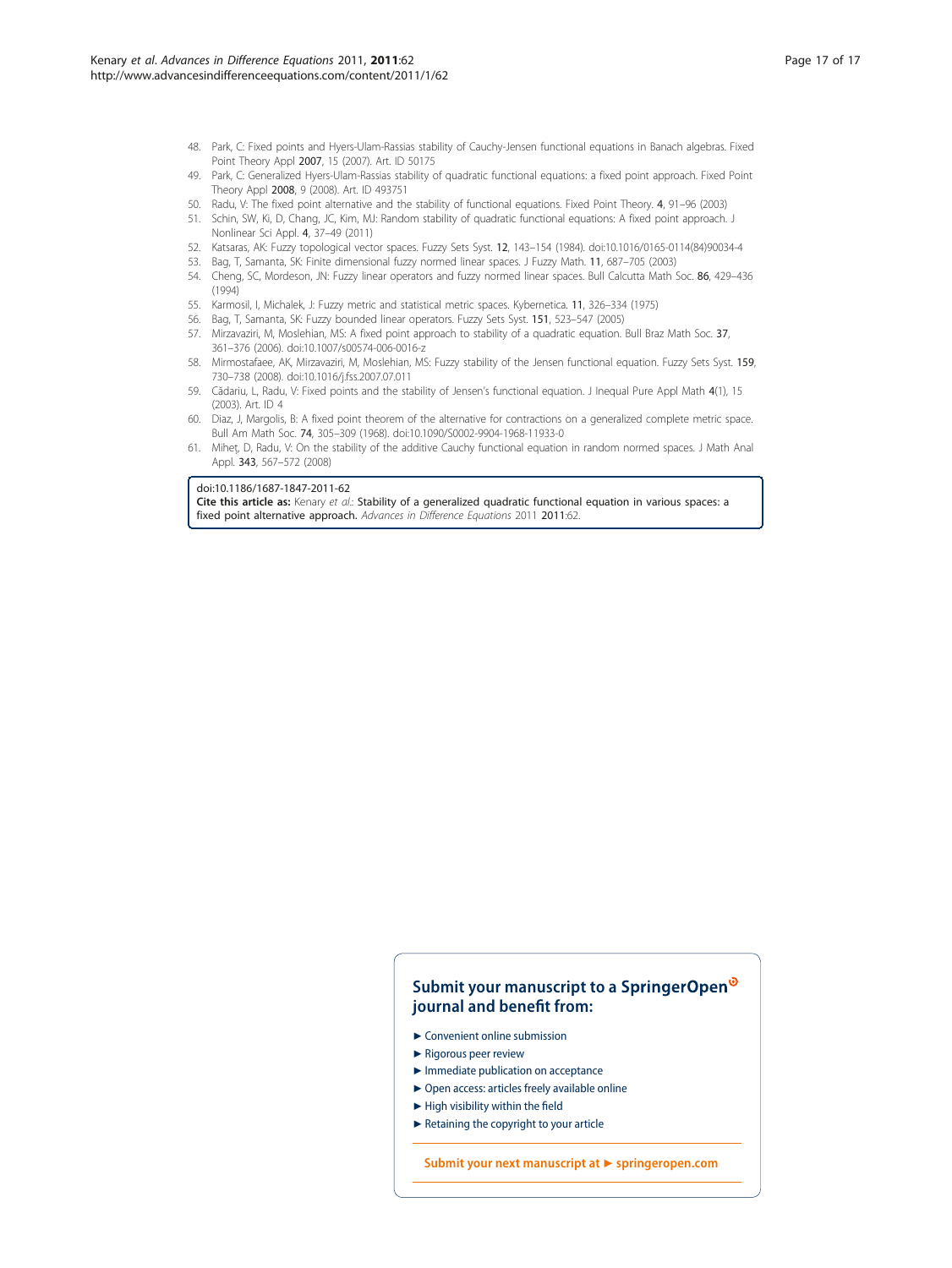48. Park, C: Fixed points and Hyers-Ulam-Rassias stability of Cauchy-Jensen functional equations in Banach algebras. Fixed Point Theory Appl **2007**, 15 (2007). Art. ID 50175
49. Park, C: Generalized Hyers-Ulam-Rassias stability of quadratic functional equations: a fixed point approach. Fixed Point Theory Appl **2008**, 9 (2008). Art. ID 493751
50. Radu, V: The fixed point alternative and the stability of functional equations. Fixed Point Theory. **4**, 91–96 (2003)
51. Schin, SW, Ki, D, Chang, JC, Kim, MJ: Random stability of quadratic functional equations: A fixed point approach. J Nonlinear Sci Appl. **4**, 37–49 (2011)
52. Katsaras, AK: Fuzzy topological vector spaces. Fuzzy Sets Syst. **12**, 143–154 (1984). doi:10.1016/0165-0114(84)90034-4
53. Bag, T, Samanta, SK: Finite dimensional fuzzy normed linear spaces. J Fuzzy Math. **11**, 687–705 (2003)
54. Cheng, SC, Mordeson, JN: Fuzzy linear operators and fuzzy normed linear spaces. Bull Calcutta Math Soc. **86**, 429–436 (1994)
55. Karmosil, I, Michalek, J: Fuzzy metric and statistical metric spaces. Kybernetica. **11**, 326–334 (1975)
56. Bag, T, Samanta, SK: Fuzzy bounded linear operators. Fuzzy Sets Syst. **151**, 523–547 (2005)
57. Mirzavaziri, M, Moslehian, MS: A fixed point approach to stability of a quadratic equation. Bull Braz Math Soc. **37**, 361–376 (2006). doi:10.1007/s00574-006-0016-z
58. Mirmostafaee, AK, Mirzavaziri, M, Moslehian, MS: Fuzzy stability of the Jensen functional equation. Fuzzy Sets Syst. **159**, 730–738 (2008). doi:10.1016/j.fss.2007.07.011
59. Cădariu, L, Radu, V: Fixed points and the stability of Jensen's functional equation. J Inequal Pure Appl Math **4**(1), 15 (2003). Art. ID 4
60. Diaz, J, Margolis, B: A fixed point theorem of the alternative for contractions on a generalized complete metric space. Bull Am Math Soc. **74**, 305–309 (1968). doi:10.1090/S0002-9904-1968-11933-0
61. Miheţ, D, Radu, V: On the stability of the additive Cauchy functional equation in random normed spaces. J Math Anal Appl. **343**, 567–572 (2008)

doi:10.1186/1687-1847-2011-62
**Cite this article as:** Kenary *et al.*: Stability of a generalized quadratic functional equation in various spaces: a fixed point alternative approach. *Advances in Difference Equations* 2011 **2011**:62.

**Submit your manuscript to a SpringerOpen journal and benefit from:**

- ► Convenient online submission
- ► Rigorous peer review
- ► Immediate publication on acceptance
- ► Open access: articles freely available online
- ► High visibility within the field
- ► Retaining the copyright to your article

**Submit your next manuscript at ► springeropen.com**